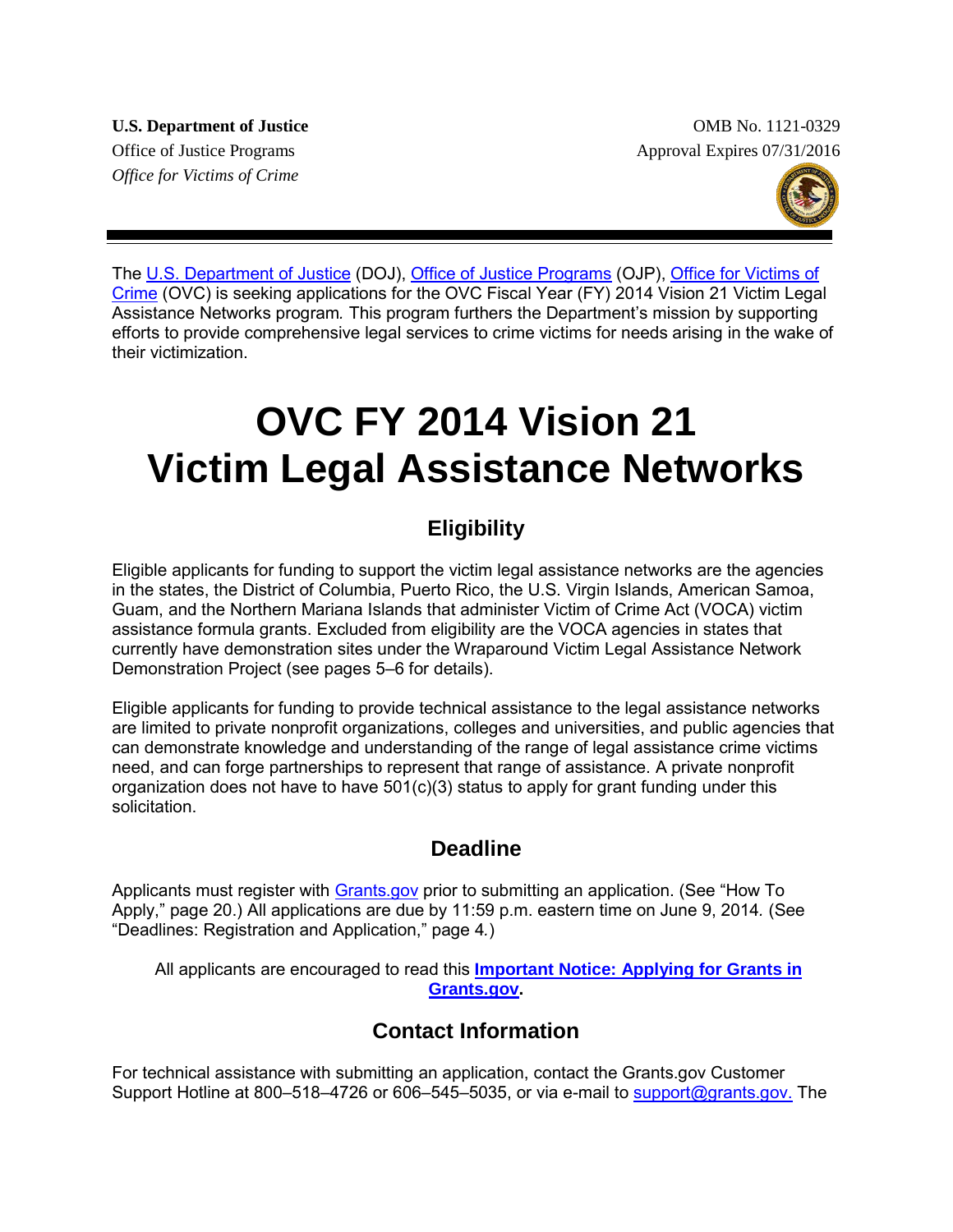**U.S. Department of Justice**
Office of Justice Programs
*Office for Victims of Crime*

OMB No. 1121-0329
Approval Expires 07/31/2016

The U.S. Department of Justice (DOJ), Office of Justice Programs (OJP), Office for Victims of Crime (OVC) is seeking applications for the OVC Fiscal Year (FY) 2014 Vision 21 Victim Legal Assistance Networks program. This program furthers the Department's mission by supporting efforts to provide comprehensive legal services to crime victims for needs arising in the wake of their victimization.

# OVC FY 2014 Vision 21 Victim Legal Assistance Networks

## Eligibility

Eligible applicants for funding to support the victim legal assistance networks are the agencies in the states, the District of Columbia, Puerto Rico, the U.S. Virgin Islands, American Samoa, Guam, and the Northern Mariana Islands that administer Victim of Crime Act (VOCA) victim assistance formula grants. Excluded from eligibility are the VOCA agencies in states that currently have demonstration sites under the Wraparound Victim Legal Assistance Network Demonstration Project (see pages 5–6 for details).

Eligible applicants for funding to provide technical assistance to the legal assistance networks are limited to private nonprofit organizations, colleges and universities, and public agencies that can demonstrate knowledge and understanding of the range of legal assistance crime victims need, and can forge partnerships to represent that range of assistance. A private nonprofit organization does not have to have 501(c)(3) status to apply for grant funding under this solicitation.

## Deadline

Applicants must register with Grants.gov prior to submitting an application. (See "How To Apply," page 20.) All applications are due by 11:59 p.m. eastern time on June 9, 2014. (See "Deadlines: Registration and Application," page 4.)

All applicants are encouraged to read this **Important Notice: Applying for Grants in Grants.gov.**

## Contact Information

For technical assistance with submitting an application, contact the Grants.gov Customer Support Hotline at 800–518–4726 or 606–545–5035, or via e-mail to support@grants.gov. The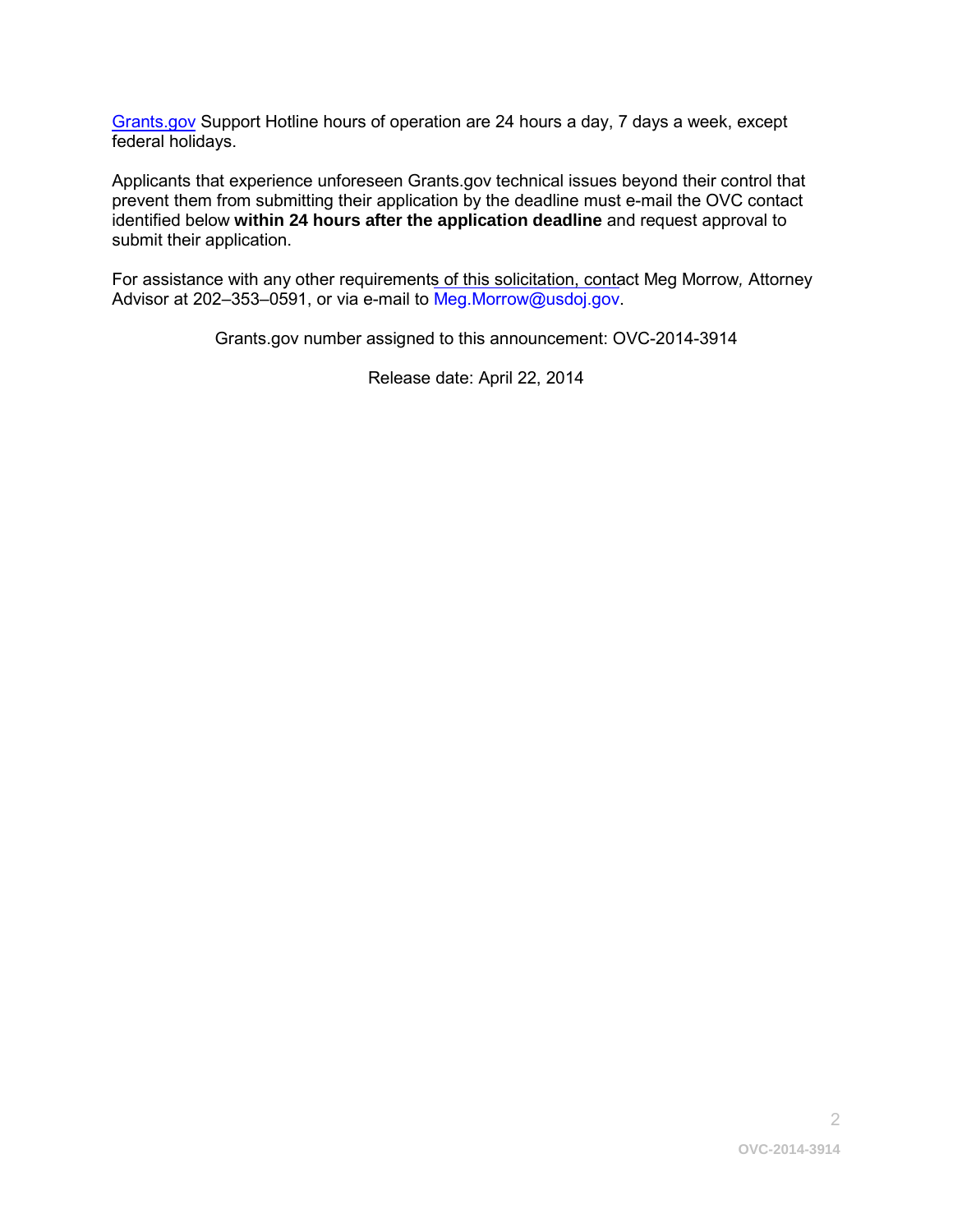Grants.gov Support Hotline hours of operation are 24 hours a day, 7 days a week, except federal holidays.

Applicants that experience unforeseen Grants.gov technical issues beyond their control that prevent them from submitting their application by the deadline must e-mail the OVC contact identified below **within 24 hours after the application deadline** and request approval to submit their application.

For assistance with any other requirements of this solicitation, contact Meg Morrow, Attorney Advisor at 202–353–0591, or via e-mail to Meg.Morrow@usdoj.gov.

Grants.gov number assigned to this announcement: OVC-2014-3914

Release date: April 22, 2014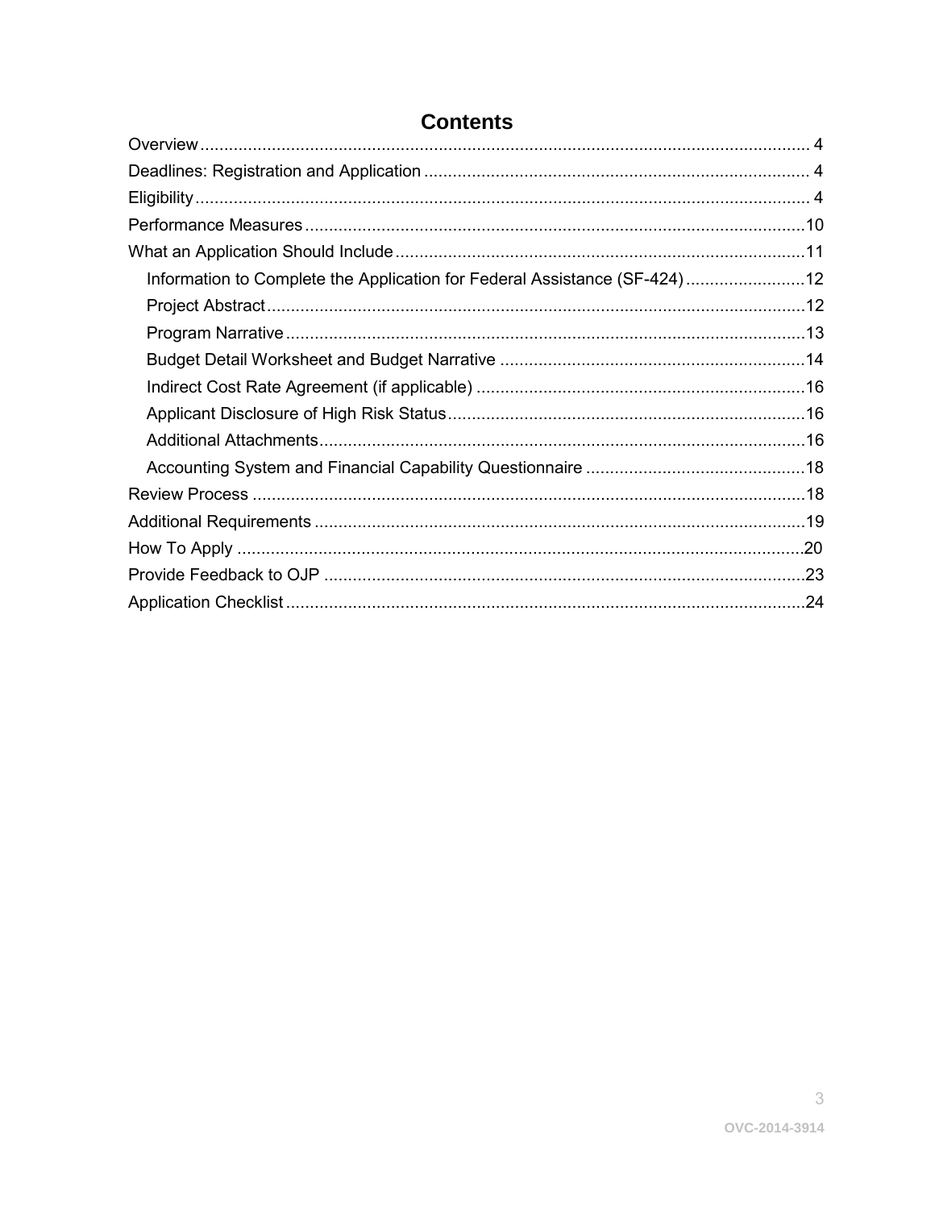# Contents

- Overview ........ 4
- Deadlines: Registration and Application ........ 4
- Eligibility ........ 4
- Performance Measures ........ 10
- What an Application Should Include ........ 11
    - Information to Complete the Application for Federal Assistance (SF-424) ........ 12
    - Project Abstract ........ 12
    - Program Narrative ........ 13
    - Budget Detail Worksheet and Budget Narrative ........ 14
    - Indirect Cost Rate Agreement (if applicable) ........ 16
    - Applicant Disclosure of High Risk Status ........ 16
    - Additional Attachments ........ 16
    - Accounting System and Financial Capability Questionnaire ........ 18
- Review Process ........ 18
- Additional Requirements ........ 19
- How To Apply ........ 20
- Provide Feedback to OJP ........ 23
- Application Checklist ........ 24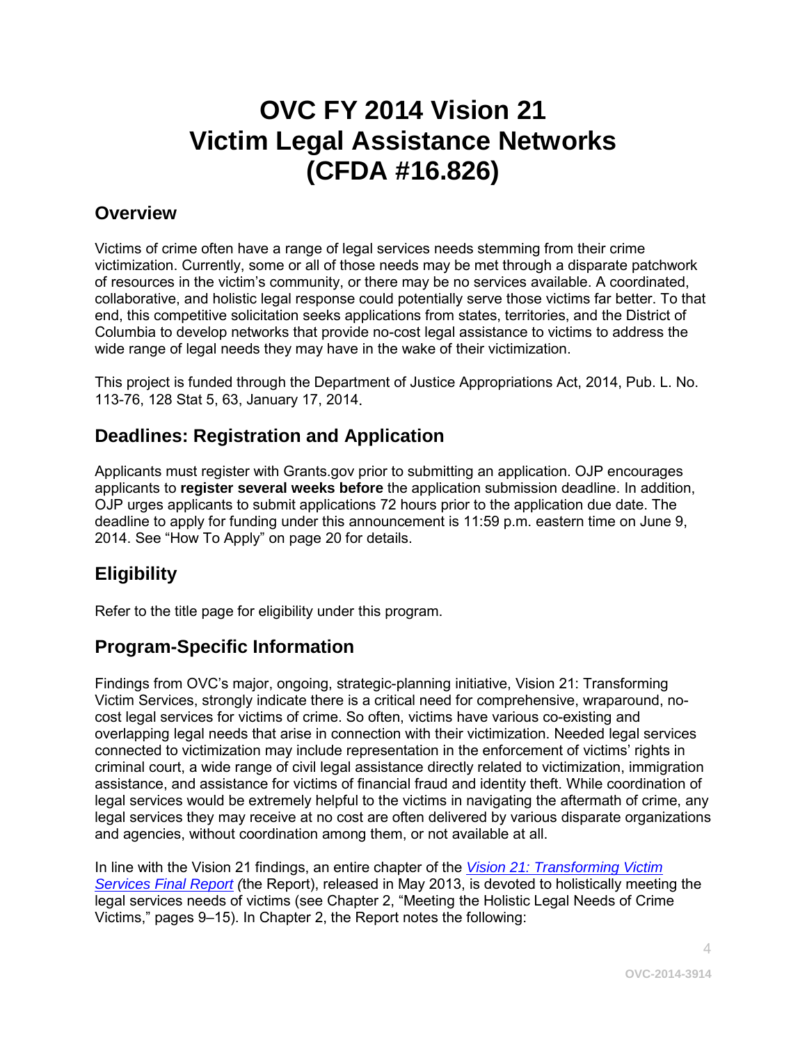# OVC FY 2014 Vision 21 Victim Legal Assistance Networks (CFDA #16.826)

## Overview

Victims of crime often have a range of legal services needs stemming from their crime victimization. Currently, some or all of those needs may be met through a disparate patchwork of resources in the victim's community, or there may be no services available. A coordinated, collaborative, and holistic legal response could potentially serve those victims far better. To that end, this competitive solicitation seeks applications from states, territories, and the District of Columbia to develop networks that provide no-cost legal assistance to victims to address the wide range of legal needs they may have in the wake of their victimization.

This project is funded through the Department of Justice Appropriations Act, 2014, Pub. L. No. 113-76, 128 Stat 5, 63, January 17, 2014.

## Deadlines: Registration and Application

Applicants must register with Grants.gov prior to submitting an application. OJP encourages applicants to **register several weeks before** the application submission deadline. In addition, OJP urges applicants to submit applications 72 hours prior to the application due date. The deadline to apply for funding under this announcement is 11:59 p.m. eastern time on June 9, 2014. See "How To Apply" on page 20 for details.

## Eligibility

Refer to the title page for eligibility under this program.

## Program-Specific Information

Findings from OVC's major, ongoing, strategic-planning initiative, Vision 21: Transforming Victim Services, strongly indicate there is a critical need for comprehensive, wraparound, no-cost legal services for victims of crime. So often, victims have various co-existing and overlapping legal needs that arise in connection with their victimization. Needed legal services connected to victimization may include representation in the enforcement of victims' rights in criminal court, a wide range of civil legal assistance directly related to victimization, immigration assistance, and assistance for victims of financial fraud and identity theft. While coordination of legal services would be extremely helpful to the victims in navigating the aftermath of crime, any legal services they may receive at no cost are often delivered by various disparate organizations and agencies, without coordination among them, or not available at all.

In line with the Vision 21 findings, an entire chapter of the *Vision 21: Transforming Victim Services Final Report* (the Report), released in May 2013, is devoted to holistically meeting the legal services needs of victims (see Chapter 2, "Meeting the Holistic Legal Needs of Crime Victims," pages 9–15). In Chapter 2, the Report notes the following: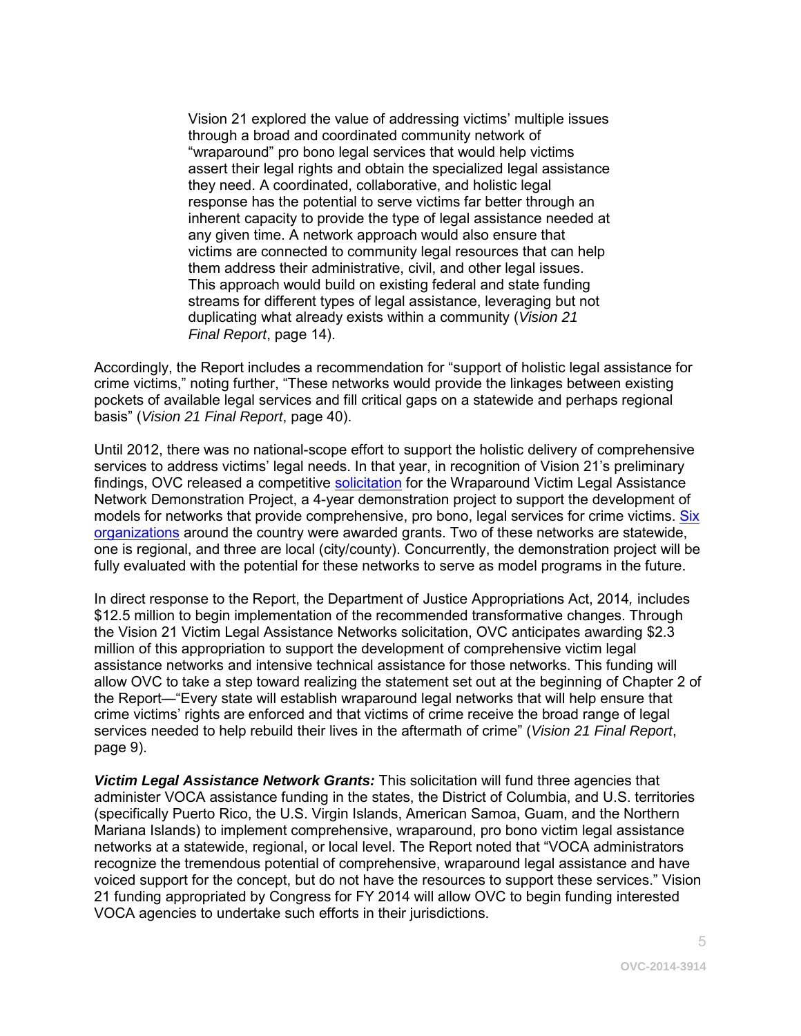> Vision 21 explored the value of addressing victims' multiple issues through a broad and coordinated community network of "wraparound" pro bono legal services that would help victims assert their legal rights and obtain the specialized legal assistance they need. A coordinated, collaborative, and holistic legal response has the potential to serve victims far better through an inherent capacity to provide the type of legal assistance needed at any given time. A network approach would also ensure that victims are connected to community legal resources that can help them address their administrative, civil, and other legal issues. This approach would build on existing federal and state funding streams for different types of legal assistance, leveraging but not duplicating what already exists within a community (*Vision 21 Final Report*, page 14).

Accordingly, the Report includes a recommendation for "support of holistic legal assistance for crime victims," noting further, "These networks would provide the linkages between existing pockets of available legal services and fill critical gaps on a statewide and perhaps regional basis" (*Vision 21 Final Report*, page 40).

Until 2012, there was no national-scope effort to support the holistic delivery of comprehensive services to address victims' legal needs. In that year, in recognition of Vision 21's preliminary findings, OVC released a competitive solicitation for the Wraparound Victim Legal Assistance Network Demonstration Project, a 4-year demonstration project to support the development of models for networks that provide comprehensive, pro bono, legal services for crime victims. Six organizations around the country were awarded grants. Two of these networks are statewide, one is regional, and three are local (city/county). Concurrently, the demonstration project will be fully evaluated with the potential for these networks to serve as model programs in the future.

In direct response to the Report, the Department of Justice Appropriations Act, 2014*,* includes $12.5 million to begin implementation of the recommended transformative changes. Through the Vision 21 Victim Legal Assistance Networks solicitation, OVC anticipates awarding $2.3 million of this appropriation to support the development of comprehensive victim legal assistance networks and intensive technical assistance for those networks. This funding will allow OVC to take a step toward realizing the statement set out at the beginning of Chapter 2 of the Report—"Every state will establish wraparound legal networks that will help ensure that crime victims' rights are enforced and that victims of crime receive the broad range of legal services needed to help rebuild their lives in the aftermath of crime" (*Vision 21 Final Report*, page 9).

***Victim Legal Assistance Network Grants:*** This solicitation will fund three agencies that administer VOCA assistance funding in the states, the District of Columbia, and U.S. territories (specifically Puerto Rico, the U.S. Virgin Islands, American Samoa, Guam, and the Northern Mariana Islands) to implement comprehensive, wraparound, pro bono victim legal assistance networks at a statewide, regional, or local level. The Report noted that "VOCA administrators recognize the tremendous potential of comprehensive, wraparound legal assistance and have voiced support for the concept, but do not have the resources to support these services." Vision 21 funding appropriated by Congress for FY 2014 will allow OVC to begin funding interested VOCA agencies to undertake such efforts in their jurisdictions.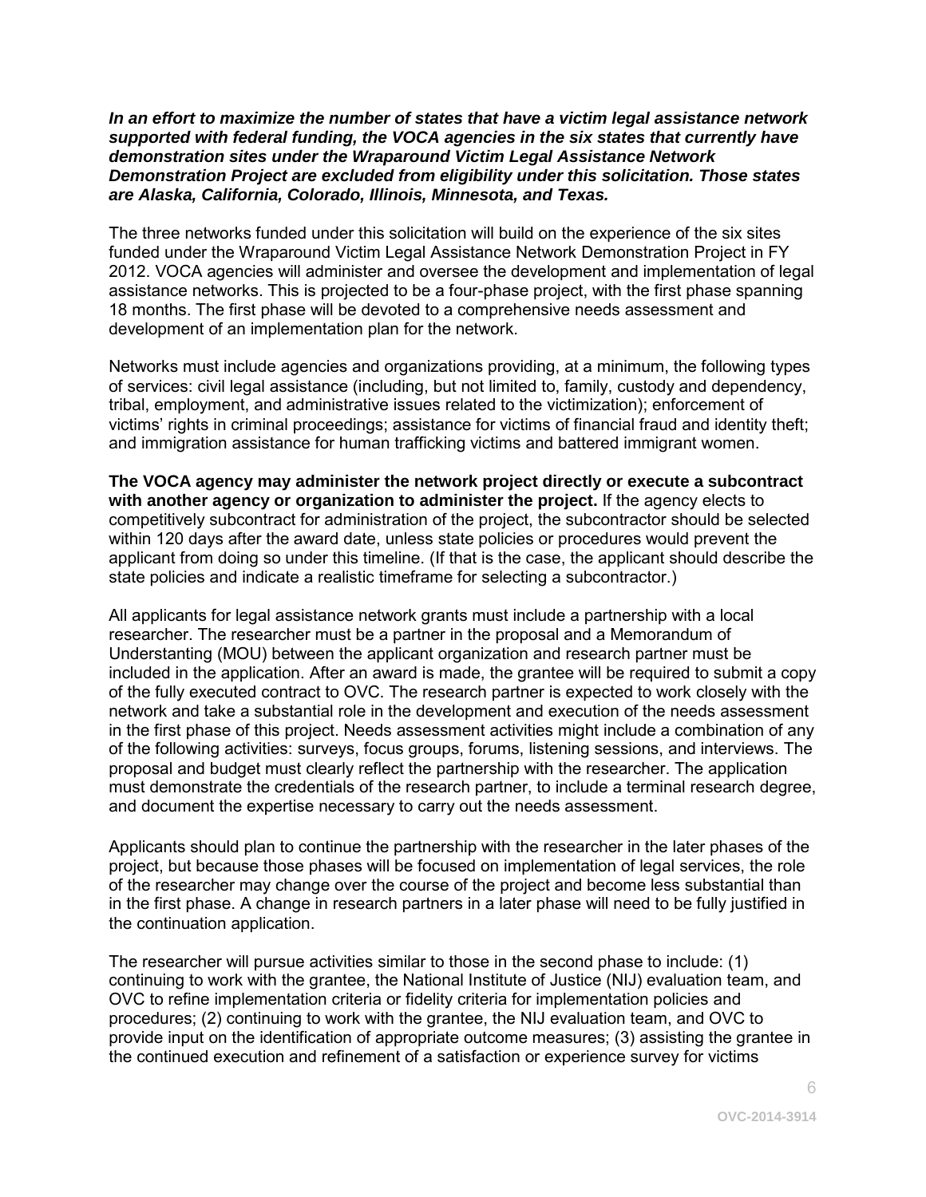***In an effort to maximize the number of states that have a victim legal assistance network supported with federal funding, the VOCA agencies in the six states that currently have demonstration sites under the Wraparound Victim Legal Assistance Network Demonstration Project are excluded from eligibility under this solicitation. Those states are Alaska, California, Colorado, Illinois, Minnesota, and Texas.***

The three networks funded under this solicitation will build on the experience of the six sites funded under the Wraparound Victim Legal Assistance Network Demonstration Project in FY 2012. VOCA agencies will administer and oversee the development and implementation of legal assistance networks. This is projected to be a four-phase project, with the first phase spanning 18 months. The first phase will be devoted to a comprehensive needs assessment and development of an implementation plan for the network.

Networks must include agencies and organizations providing, at a minimum, the following types of services: civil legal assistance (including, but not limited to, family, custody and dependency, tribal, employment, and administrative issues related to the victimization); enforcement of victims' rights in criminal proceedings; assistance for victims of financial fraud and identity theft; and immigration assistance for human trafficking victims and battered immigrant women.

**The VOCA agency may administer the network project directly or execute a subcontract with another agency or organization to administer the project.** If the agency elects to competitively subcontract for administration of the project, the subcontractor should be selected within 120 days after the award date, unless state policies or procedures would prevent the applicant from doing so under this timeline. (If that is the case, the applicant should describe the state policies and indicate a realistic timeframe for selecting a subcontractor.)

All applicants for legal assistance network grants must include a partnership with a local researcher. The researcher must be a partner in the proposal and a Memorandum of Understanding (MOU) between the applicant organization and research partner must be included in the application. After an award is made, the grantee will be required to submit a copy of the fully executed contract to OVC. The research partner is expected to work closely with the network and take a substantial role in the development and execution of the needs assessment in the first phase of this project. Needs assessment activities might include a combination of any of the following activities: surveys, focus groups, forums, listening sessions, and interviews. The proposal and budget must clearly reflect the partnership with the researcher. The application must demonstrate the credentials of the research partner, to include a terminal research degree, and document the expertise necessary to carry out the needs assessment.

Applicants should plan to continue the partnership with the researcher in the later phases of the project, but because those phases will be focused on implementation of legal services, the role of the researcher may change over the course of the project and become less substantial than in the first phase. A change in research partners in a later phase will need to be fully justified in the continuation application.

The researcher will pursue activities similar to those in the second phase to include: (1) continuing to work with the grantee, the National Institute of Justice (NIJ) evaluation team, and OVC to refine implementation criteria or fidelity criteria for implementation policies and procedures; (2) continuing to work with the grantee, the NIJ evaluation team, and OVC to provide input on the identification of appropriate outcome measures; (3) assisting the grantee in the continued execution and refinement of a satisfaction or experience survey for victims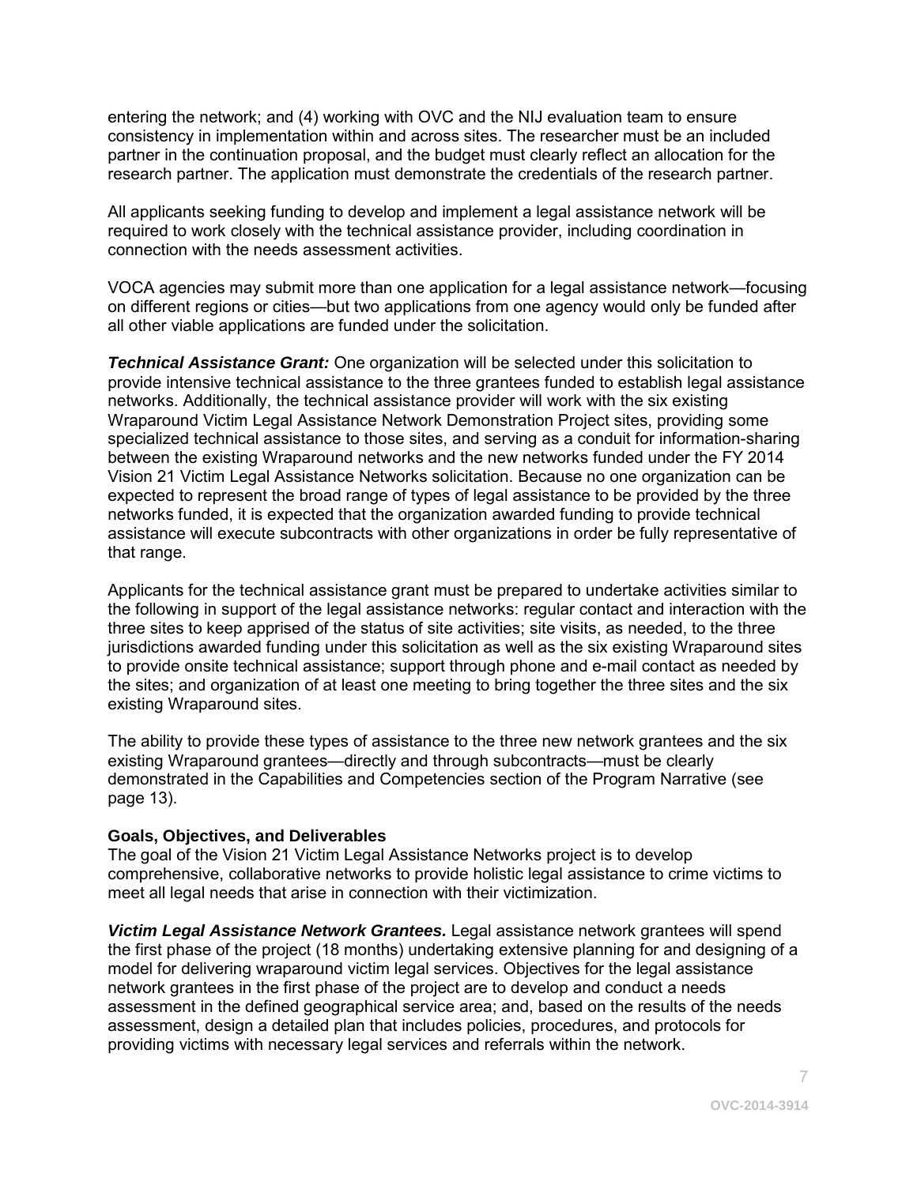entering the network; and (4) working with OVC and the NIJ evaluation team to ensure consistency in implementation within and across sites. The researcher must be an included partner in the continuation proposal, and the budget must clearly reflect an allocation for the research partner. The application must demonstrate the credentials of the research partner.

All applicants seeking funding to develop and implement a legal assistance network will be required to work closely with the technical assistance provider, including coordination in connection with the needs assessment activities.

VOCA agencies may submit more than one application for a legal assistance network—focusing on different regions or cities—but two applications from one agency would only be funded after all other viable applications are funded under the solicitation.

***Technical Assistance Grant:*** One organization will be selected under this solicitation to provide intensive technical assistance to the three grantees funded to establish legal assistance networks. Additionally, the technical assistance provider will work with the six existing Wraparound Victim Legal Assistance Network Demonstration Project sites, providing some specialized technical assistance to those sites, and serving as a conduit for information-sharing between the existing Wraparound networks and the new networks funded under the FY 2014 Vision 21 Victim Legal Assistance Networks solicitation. Because no one organization can be expected to represent the broad range of types of legal assistance to be provided by the three networks funded, it is expected that the organization awarded funding to provide technical assistance will execute subcontracts with other organizations in order be fully representative of that range.

Applicants for the technical assistance grant must be prepared to undertake activities similar to the following in support of the legal assistance networks: regular contact and interaction with the three sites to keep apprised of the status of site activities; site visits, as needed, to the three jurisdictions awarded funding under this solicitation as well as the six existing Wraparound sites to provide onsite technical assistance; support through phone and e-mail contact as needed by the sites; and organization of at least one meeting to bring together the three sites and the six existing Wraparound sites.

The ability to provide these types of assistance to the three new network grantees and the six existing Wraparound grantees—directly and through subcontracts—must be clearly demonstrated in the Capabilities and Competencies section of the Program Narrative (see page 13).

**Goals, Objectives, and Deliverables**

The goal of the Vision 21 Victim Legal Assistance Networks project is to develop comprehensive, collaborative networks to provide holistic legal assistance to crime victims to meet all legal needs that arise in connection with their victimization.

***Victim Legal Assistance Network Grantees.*** Legal assistance network grantees will spend the first phase of the project (18 months) undertaking extensive planning for and designing of a model for delivering wraparound victim legal services. Objectives for the legal assistance network grantees in the first phase of the project are to develop and conduct a needs assessment in the defined geographical service area; and, based on the results of the needs assessment, design a detailed plan that includes policies, procedures, and protocols for providing victims with necessary legal services and referrals within the network.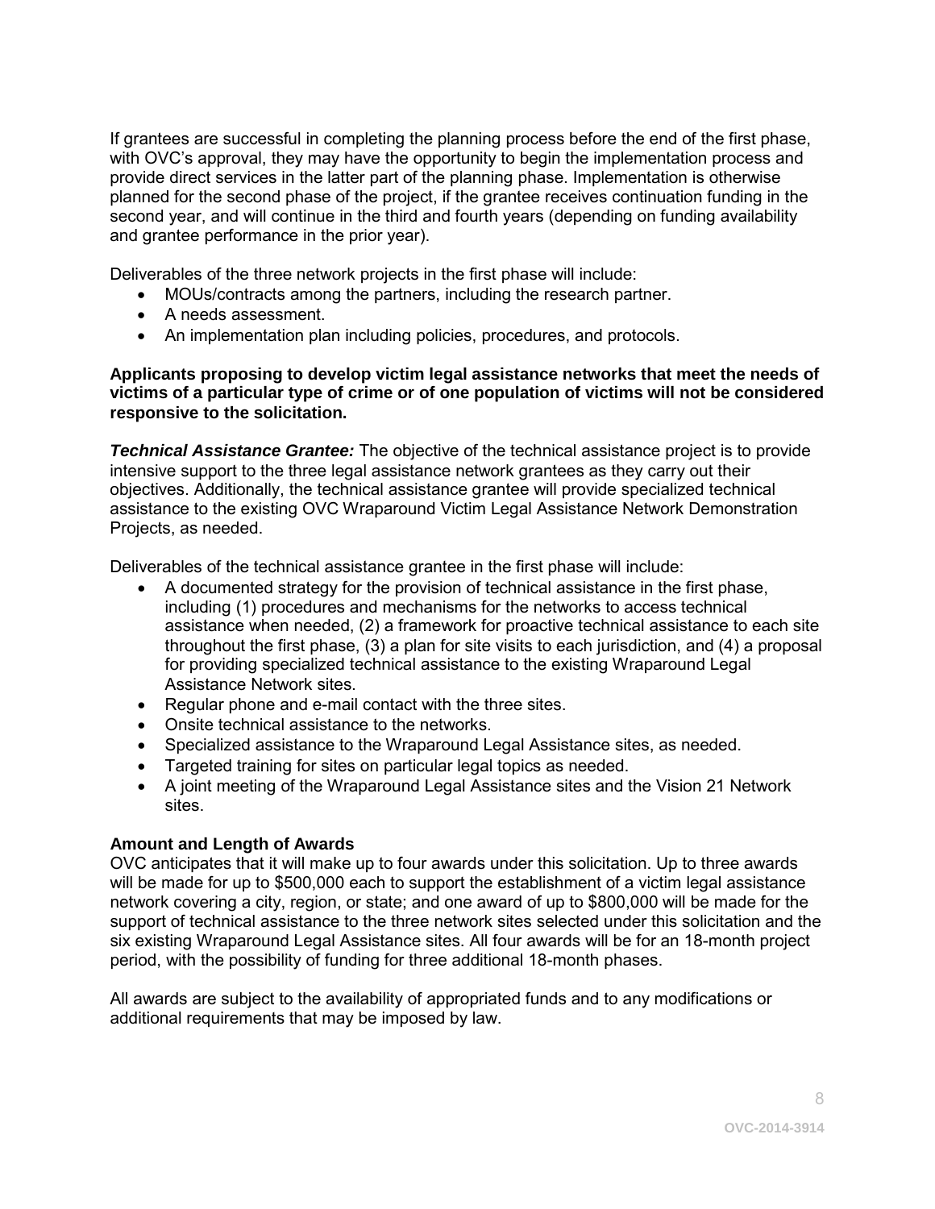If grantees are successful in completing the planning process before the end of the first phase, with OVC's approval, they may have the opportunity to begin the implementation process and provide direct services in the latter part of the planning phase. Implementation is otherwise planned for the second phase of the project, if the grantee receives continuation funding in the second year, and will continue in the third and fourth years (depending on funding availability and grantee performance in the prior year).

Deliverables of the three network projects in the first phase will include:

- MOUs/contracts among the partners, including the research partner.
- A needs assessment.
- An implementation plan including policies, procedures, and protocols.

**Applicants proposing to develop victim legal assistance networks that meet the needs of victims of a particular type of crime or of one population of victims will not be considered responsive to the solicitation.**

***Technical Assistance Grantee:*** The objective of the technical assistance project is to provide intensive support to the three legal assistance network grantees as they carry out their objectives. Additionally, the technical assistance grantee will provide specialized technical assistance to the existing OVC Wraparound Victim Legal Assistance Network Demonstration Projects, as needed.

Deliverables of the technical assistance grantee in the first phase will include:

- A documented strategy for the provision of technical assistance in the first phase, including (1) procedures and mechanisms for the networks to access technical assistance when needed, (2) a framework for proactive technical assistance to each site throughout the first phase, (3) a plan for site visits to each jurisdiction, and (4) a proposal for providing specialized technical assistance to the existing Wraparound Legal Assistance Network sites.
- Regular phone and e-mail contact with the three sites.
- Onsite technical assistance to the networks.
- Specialized assistance to the Wraparound Legal Assistance sites, as needed.
- Targeted training for sites on particular legal topics as needed.
- A joint meeting of the Wraparound Legal Assistance sites and the Vision 21 Network sites.

**Amount and Length of Awards**

OVC anticipates that it will make up to four awards under this solicitation. Up to three awards will be made for up to $500,000 each to support the establishment of a victim legal assistance network covering a city, region, or state; and one award of up to $800,000 will be made for the support of technical assistance to the three network sites selected under this solicitation and the six existing Wraparound Legal Assistance sites. All four awards will be for an 18-month project period, with the possibility of funding for three additional 18-month phases.

All awards are subject to the availability of appropriated funds and to any modifications or additional requirements that may be imposed by law.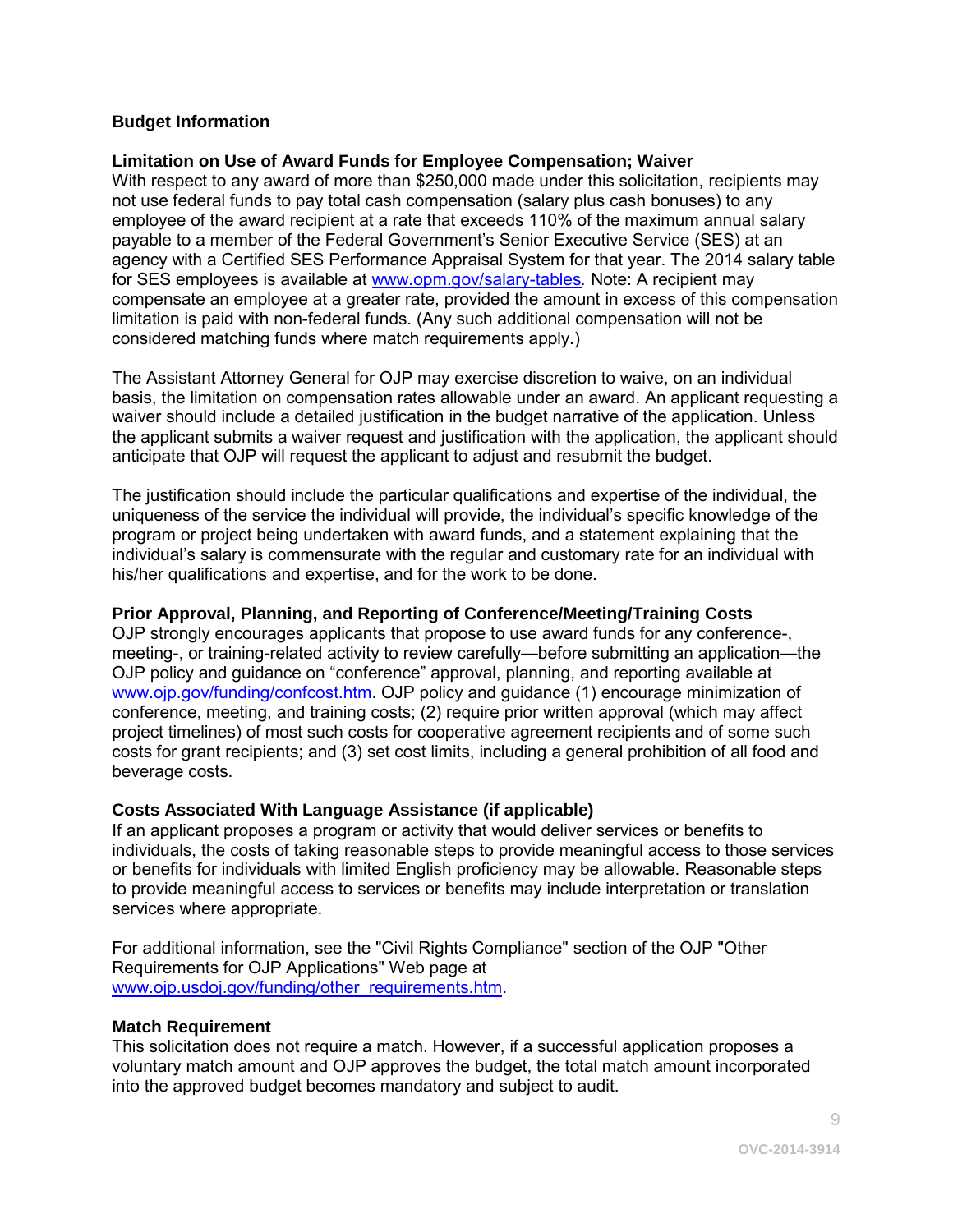**Budget Information**

**Limitation on Use of Award Funds for Employee Compensation; Waiver**

With respect to any award of more than $250,000 made under this solicitation, recipients may not use federal funds to pay total cash compensation (salary plus cash bonuses) to any employee of the award recipient at a rate that exceeds 110% of the maximum annual salary payable to a member of the Federal Government's Senior Executive Service (SES) at an agency with a Certified SES Performance Appraisal System for that year. The 2014 salary table for SES employees is available at [www.opm.gov/salary-tables](http://www.opm.gov/salary-tables)*.* Note: A recipient may compensate an employee at a greater rate, provided the amount in excess of this compensation limitation is paid with non-federal funds. (Any such additional compensation will not be considered matching funds where match requirements apply.)

The Assistant Attorney General for OJP may exercise discretion to waive, on an individual basis, the limitation on compensation rates allowable under an award. An applicant requesting a waiver should include a detailed justification in the budget narrative of the application. Unless the applicant submits a waiver request and justification with the application, the applicant should anticipate that OJP will request the applicant to adjust and resubmit the budget.

The justification should include the particular qualifications and expertise of the individual, the uniqueness of the service the individual will provide, the individual's specific knowledge of the program or project being undertaken with award funds, and a statement explaining that the individual's salary is commensurate with the regular and customary rate for an individual with his/her qualifications and expertise, and for the work to be done.

**Prior Approval, Planning, and Reporting of Conference/Meeting/Training Costs**

OJP strongly encourages applicants that propose to use award funds for any conference-, meeting-, or training-related activity to review carefully—before submitting an application—the OJP policy and guidance on "conference" approval, planning, and reporting available at [www.ojp.gov/funding/confcost.htm](http://www.ojp.gov/funding/confcost.htm). OJP policy and guidance (1) encourage minimization of conference, meeting, and training costs; (2) require prior written approval (which may affect project timelines) of most such costs for cooperative agreement recipients and of some such costs for grant recipients; and (3) set cost limits, including a general prohibition of all food and beverage costs.

**Costs Associated With Language Assistance (if applicable)**

If an applicant proposes a program or activity that would deliver services or benefits to individuals, the costs of taking reasonable steps to provide meaningful access to those services or benefits for individuals with limited English proficiency may be allowable. Reasonable steps to provide meaningful access to services or benefits may include interpretation or translation services where appropriate.

For additional information, see the "Civil Rights Compliance" section of the OJP "Other Requirements for OJP Applications" Web page at [www.ojp.usdoj.gov/funding/other_requirements.htm](http://www.ojp.usdoj.gov/funding/other_requirements.htm).

**Match Requirement**

This solicitation does not require a match. However, if a successful application proposes a voluntary match amount and OJP approves the budget, the total match amount incorporated into the approved budget becomes mandatory and subject to audit.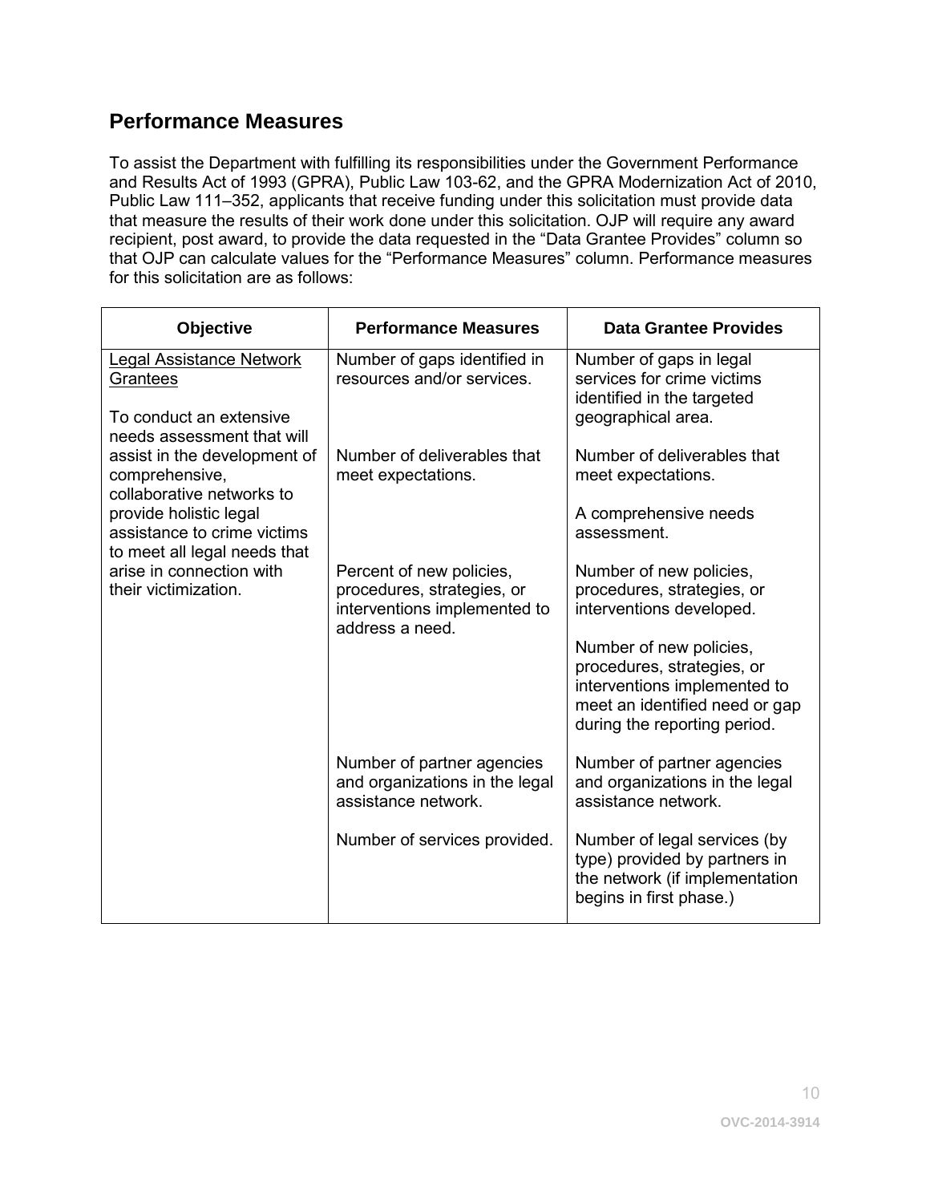## Performance Measures

To assist the Department with fulfilling its responsibilities under the Government Performance and Results Act of 1993 (GPRA), Public Law 103-62, and the GPRA Modernization Act of 2010, Public Law 111–352, applicants that receive funding under this solicitation must provide data that measure the results of their work done under this solicitation. OJP will require any award recipient, post award, to provide the data requested in the "Data Grantee Provides" column so that OJP can calculate values for the "Performance Measures" column. Performance measures for this solicitation are as follows:

| Objective | Performance Measures | Data Grantee Provides |
|---|---|---|
| <u>Legal Assistance Network Grantees</u><br><br>To conduct an extensive needs assessment that will assist in the development of comprehensive, collaborative networks to provide holistic legal assistance to crime victims to meet all legal needs that arise in connection with their victimization. | Number of gaps identified in resources and/or services. | Number of gaps in legal services for crime victims identified in the targeted geographical area. |
| | Number of deliverables that meet expectations. | Number of deliverables that meet expectations.<br><br>A comprehensive needs assessment. |
| | Percent of new policies, procedures, strategies, or interventions implemented to address a need. | Number of new policies, procedures, strategies, or interventions developed.<br><br>Number of new policies, procedures, strategies, or interventions implemented to meet an identified need or gap during the reporting period. |
| | Number of partner agencies and organizations in the legal assistance network. | Number of partner agencies and organizations in the legal assistance network. |
| | Number of services provided. | Number of legal services (by type) provided by partners in the network (if implementation begins in first phase.) |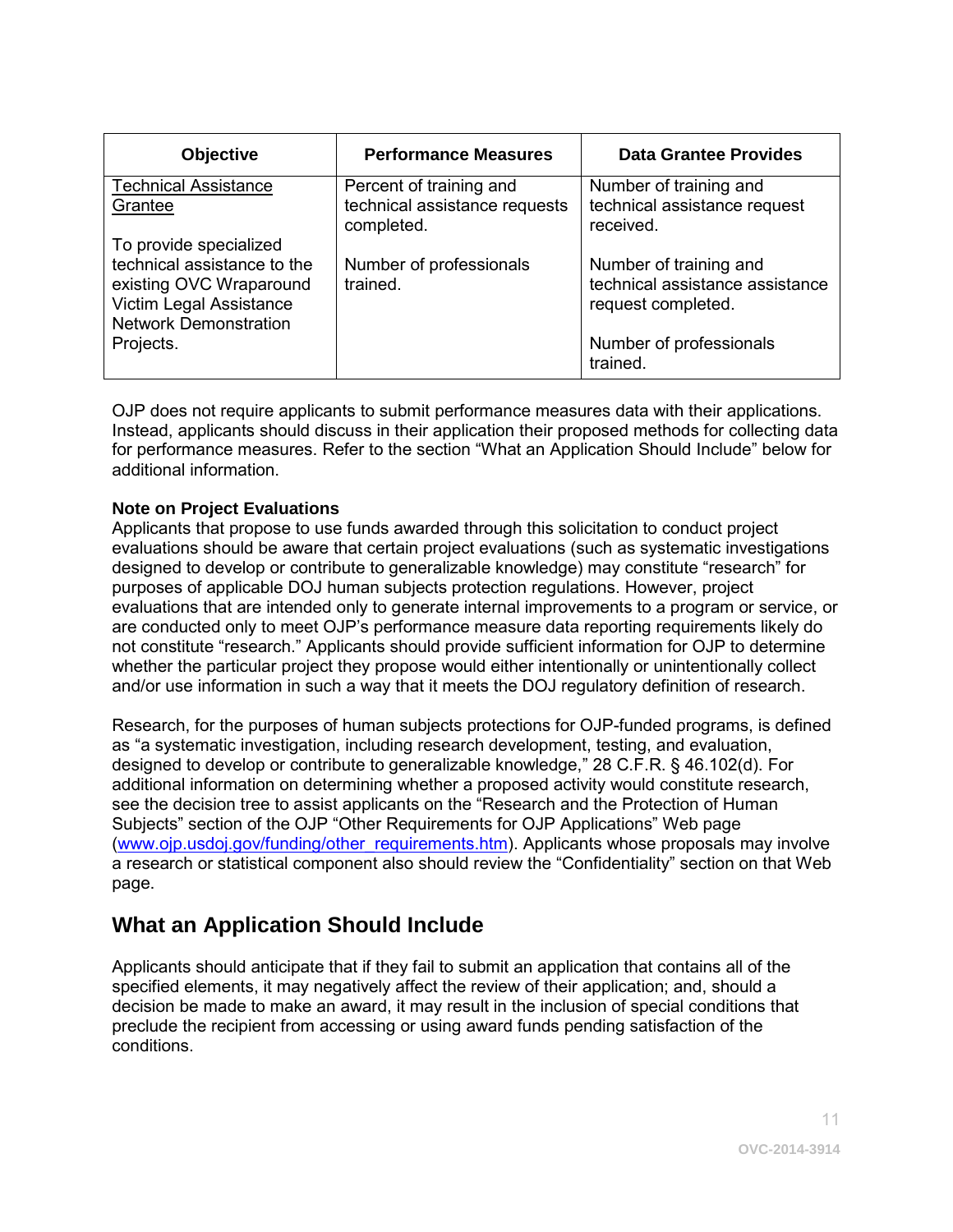| Objective | Performance Measures | Data Grantee Provides |
| --- | --- | --- |
| <u>Technical Assistance Grantee</u><br><br>To provide specialized technical assistance to the existing OVC Wraparound Victim Legal Assistance Network Demonstration Projects. | Percent of training and technical assistance requests completed.<br><br>Number of professionals trained. | Number of training and technical assistance request received.<br><br>Number of training and technical assistance assistance request completed.<br><br>Number of professionals trained. |

OJP does not require applicants to submit performance measures data with their applications. Instead, applicants should discuss in their application their proposed methods for collecting data for performance measures. Refer to the section "What an Application Should Include" below for additional information.

**Note on Project Evaluations**
Applicants that propose to use funds awarded through this solicitation to conduct project evaluations should be aware that certain project evaluations (such as systematic investigations designed to develop or contribute to generalizable knowledge) may constitute "research" for purposes of applicable DOJ human subjects protection regulations. However, project evaluations that are intended only to generate internal improvements to a program or service, or are conducted only to meet OJP's performance measure data reporting requirements likely do not constitute "research." Applicants should provide sufficient information for OJP to determine whether the particular project they propose would either intentionally or unintentionally collect and/or use information in such a way that it meets the DOJ regulatory definition of research.

Research, for the purposes of human subjects protections for OJP-funded programs, is defined as "a systematic investigation, including research development, testing, and evaluation, designed to develop or contribute to generalizable knowledge," 28 C.F.R. § 46.102(d). For additional information on determining whether a proposed activity would constitute research, see the decision tree to assist applicants on the "Research and the Protection of Human Subjects" section of the OJP "Other Requirements for OJP Applications" Web page (www.ojp.usdoj.gov/funding/other_requirements.htm). Applicants whose proposals may involve a research or statistical component also should review the "Confidentiality" section on that Web page.

## What an Application Should Include

Applicants should anticipate that if they fail to submit an application that contains all of the specified elements, it may negatively affect the review of their application; and, should a decision be made to make an award, it may result in the inclusion of special conditions that preclude the recipient from accessing or using award funds pending satisfaction of the conditions.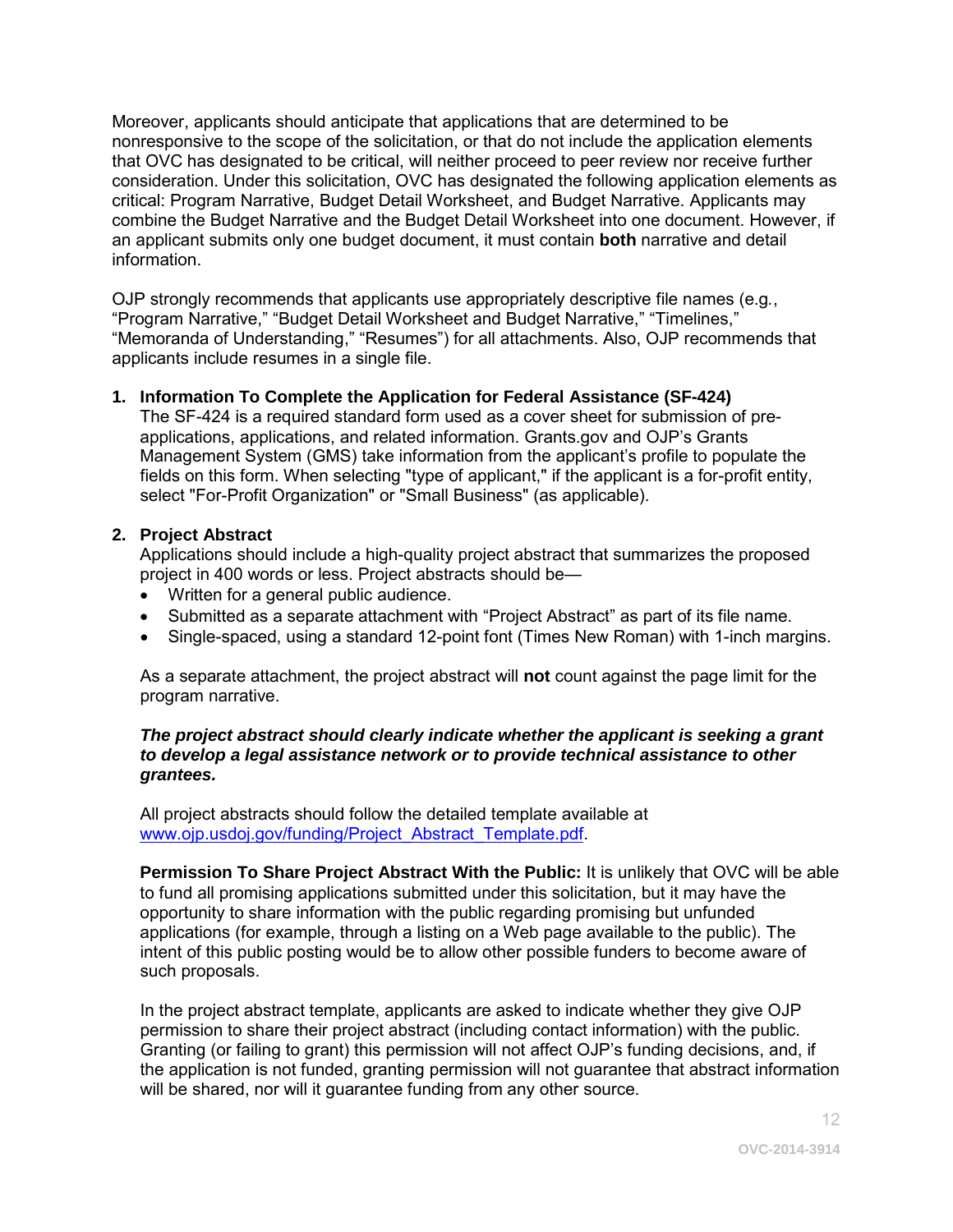Moreover, applicants should anticipate that applications that are determined to be nonresponsive to the scope of the solicitation, or that do not include the application elements that OVC has designated to be critical, will neither proceed to peer review nor receive further consideration. Under this solicitation, OVC has designated the following application elements as critical: Program Narrative, Budget Detail Worksheet, and Budget Narrative. Applicants may combine the Budget Narrative and the Budget Detail Worksheet into one document. However, if an applicant submits only one budget document, it must contain **both** narrative and detail information.

OJP strongly recommends that applicants use appropriately descriptive file names (e.g*.*, "Program Narrative," "Budget Detail Worksheet and Budget Narrative," "Timelines," "Memoranda of Understanding," "Resumes") for all attachments. Also, OJP recommends that applicants include resumes in a single file.

**1. Information To Complete the Application for Federal Assistance (SF-424)**

The SF-424 is a required standard form used as a cover sheet for submission of pre-applications, applications, and related information. Grants.gov and OJP's Grants Management System (GMS) take information from the applicant's profile to populate the fields on this form. When selecting "type of applicant," if the applicant is a for-profit entity, select "For-Profit Organization" or "Small Business" (as applicable).

**2. Project Abstract**

Applications should include a high-quality project abstract that summarizes the proposed project in 400 words or less. Project abstracts should be—

- Written for a general public audience.
- Submitted as a separate attachment with "Project Abstract" as part of its file name.
- Single-spaced, using a standard 12-point font (Times New Roman) with 1-inch margins.

As a separate attachment, the project abstract will **not** count against the page limit for the program narrative.

***The project abstract should clearly indicate whether the applicant is seeking a grant to develop a legal assistance network or to provide technical assistance to other grantees.***

All project abstracts should follow the detailed template available at www.ojp.usdoj.gov/funding/Project_Abstract_Template.pdf.

**Permission To Share Project Abstract With the Public:** It is unlikely that OVC will be able to fund all promising applications submitted under this solicitation, but it may have the opportunity to share information with the public regarding promising but unfunded applications (for example, through a listing on a Web page available to the public). The intent of this public posting would be to allow other possible funders to become aware of such proposals.

In the project abstract template, applicants are asked to indicate whether they give OJP permission to share their project abstract (including contact information) with the public. Granting (or failing to grant) this permission will not affect OJP's funding decisions, and, if the application is not funded, granting permission will not guarantee that abstract information will be shared, nor will it guarantee funding from any other source.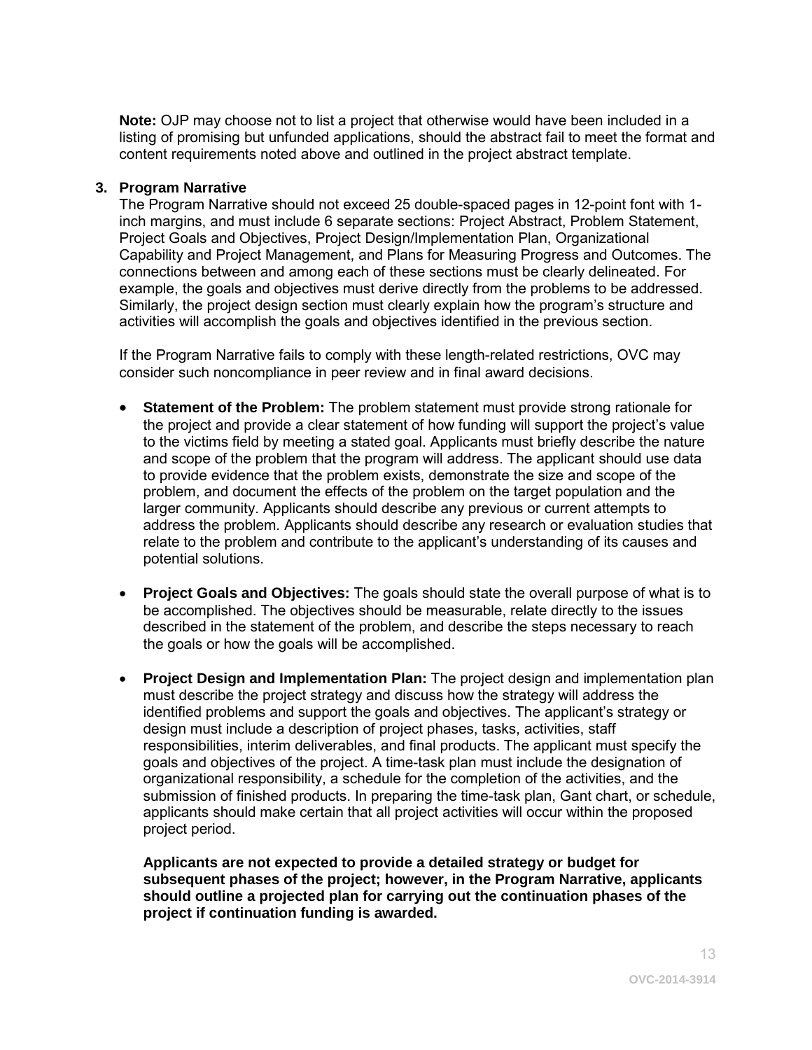**Note:** OJP may choose not to list a project that otherwise would have been included in a listing of promising but unfunded applications, should the abstract fail to meet the format and content requirements noted above and outlined in the project abstract template.

### 3. Program Narrative

The Program Narrative should not exceed 25 double-spaced pages in 12-point font with 1-inch margins, and must include 6 separate sections: Project Abstract, Problem Statement, Project Goals and Objectives, Project Design/Implementation Plan, Organizational Capability and Project Management, and Plans for Measuring Progress and Outcomes. The connections between and among each of these sections must be clearly delineated. For example, the goals and objectives must derive directly from the problems to be addressed. Similarly, the project design section must clearly explain how the program's structure and activities will accomplish the goals and objectives identified in the previous section.

If the Program Narrative fails to comply with these length-related restrictions, OVC may consider such noncompliance in peer review and in final award decisions.

- **Statement of the Problem:** The problem statement must provide strong rationale for the project and provide a clear statement of how funding will support the project's value to the victims field by meeting a stated goal. Applicants must briefly describe the nature and scope of the problem that the program will address. The applicant should use data to provide evidence that the problem exists, demonstrate the size and scope of the problem, and document the effects of the problem on the target population and the larger community. Applicants should describe any previous or current attempts to address the problem. Applicants should describe any research or evaluation studies that relate to the problem and contribute to the applicant's understanding of its causes and potential solutions.

- **Project Goals and Objectives:** The goals should state the overall purpose of what is to be accomplished. The objectives should be measurable, relate directly to the issues described in the statement of the problem, and describe the steps necessary to reach the goals or how the goals will be accomplished.

- **Project Design and Implementation Plan:** The project design and implementation plan must describe the project strategy and discuss how the strategy will address the identified problems and support the goals and objectives. The applicant's strategy or design must include a description of project phases, tasks, activities, staff responsibilities, interim deliverables, and final products. The applicant must specify the goals and objectives of the project. A time-task plan must include the designation of organizational responsibility, a schedule for the completion of the activities, and the submission of finished products. In preparing the time-task plan, Gant chart, or schedule, applicants should make certain that all project activities will occur within the proposed project period.

  **Applicants are not expected to provide a detailed strategy or budget for subsequent phases of the project; however, in the Program Narrative, applicants should outline a projected plan for carrying out the continuation phases of the project if continuation funding is awarded.**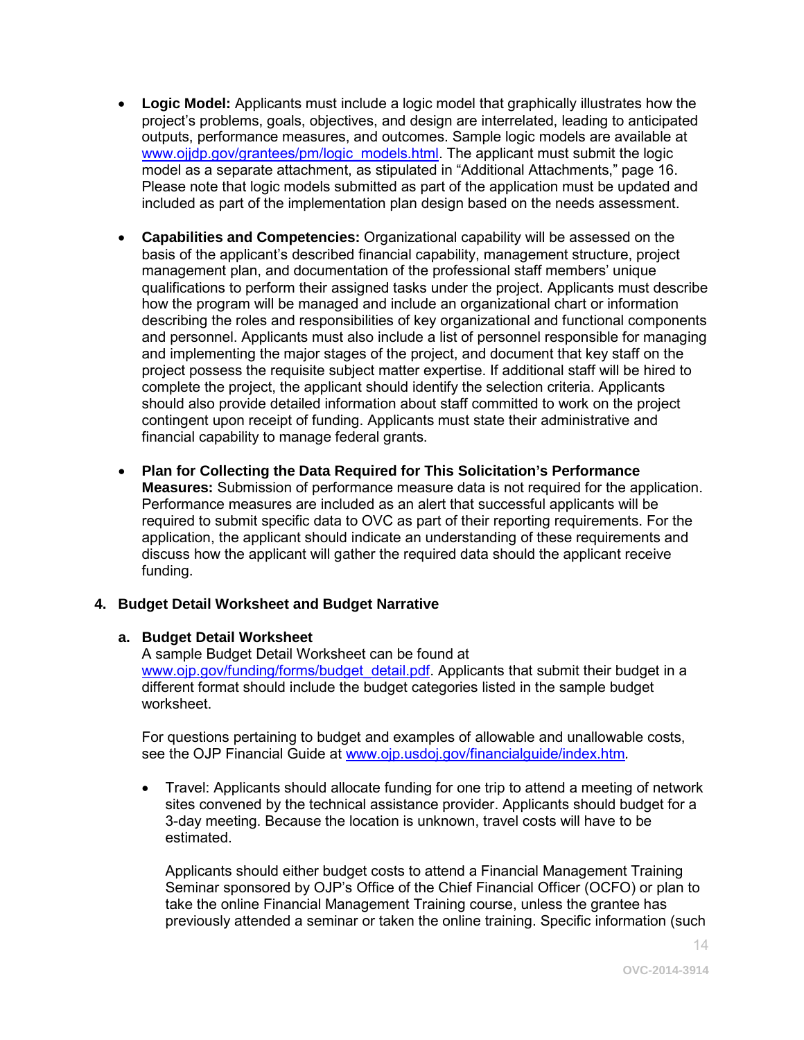- **Logic Model:** Applicants must include a logic model that graphically illustrates how the project's problems, goals, objectives, and design are interrelated, leading to anticipated outputs, performance measures, and outcomes. Sample logic models are available at www.ojjdp.gov/grantees/pm/logic_models.html. The applicant must submit the logic model as a separate attachment, as stipulated in "Additional Attachments," page 16. Please note that logic models submitted as part of the application must be updated and included as part of the implementation plan design based on the needs assessment.

- **Capabilities and Competencies:** Organizational capability will be assessed on the basis of the applicant's described financial capability, management structure, project management plan, and documentation of the professional staff members' unique qualifications to perform their assigned tasks under the project. Applicants must describe how the program will be managed and include an organizational chart or information describing the roles and responsibilities of key organizational and functional components and personnel. Applicants must also include a list of personnel responsible for managing and implementing the major stages of the project, and document that key staff on the project possess the requisite subject matter expertise. If additional staff will be hired to complete the project, the applicant should identify the selection criteria. Applicants should also provide detailed information about staff committed to work on the project contingent upon receipt of funding. Applicants must state their administrative and financial capability to manage federal grants.

- **Plan for Collecting the Data Required for This Solicitation's Performance Measures:** Submission of performance measure data is not required for the application. Performance measures are included as an alert that successful applicants will be required to submit specific data to OVC as part of their reporting requirements. For the application, the applicant should indicate an understanding of these requirements and discuss how the applicant will gather the required data should the applicant receive funding.

**4. Budget Detail Worksheet and Budget Narrative**

**a. Budget Detail Worksheet**

A sample Budget Detail Worksheet can be found at www.ojp.gov/funding/forms/budget_detail.pdf. Applicants that submit their budget in a different format should include the budget categories listed in the sample budget worksheet.

For questions pertaining to budget and examples of allowable and unallowable costs, see the OJP Financial Guide at www.ojp.usdoj.gov/financialguide/index.htm.

- Travel: Applicants should allocate funding for one trip to attend a meeting of network sites convened by the technical assistance provider. Applicants should budget for a 3-day meeting. Because the location is unknown, travel costs will have to be estimated.

  Applicants should either budget costs to attend a Financial Management Training Seminar sponsored by OJP's Office of the Chief Financial Officer (OCFO) or plan to take the online Financial Management Training course, unless the grantee has previously attended a seminar or taken the online training. Specific information (such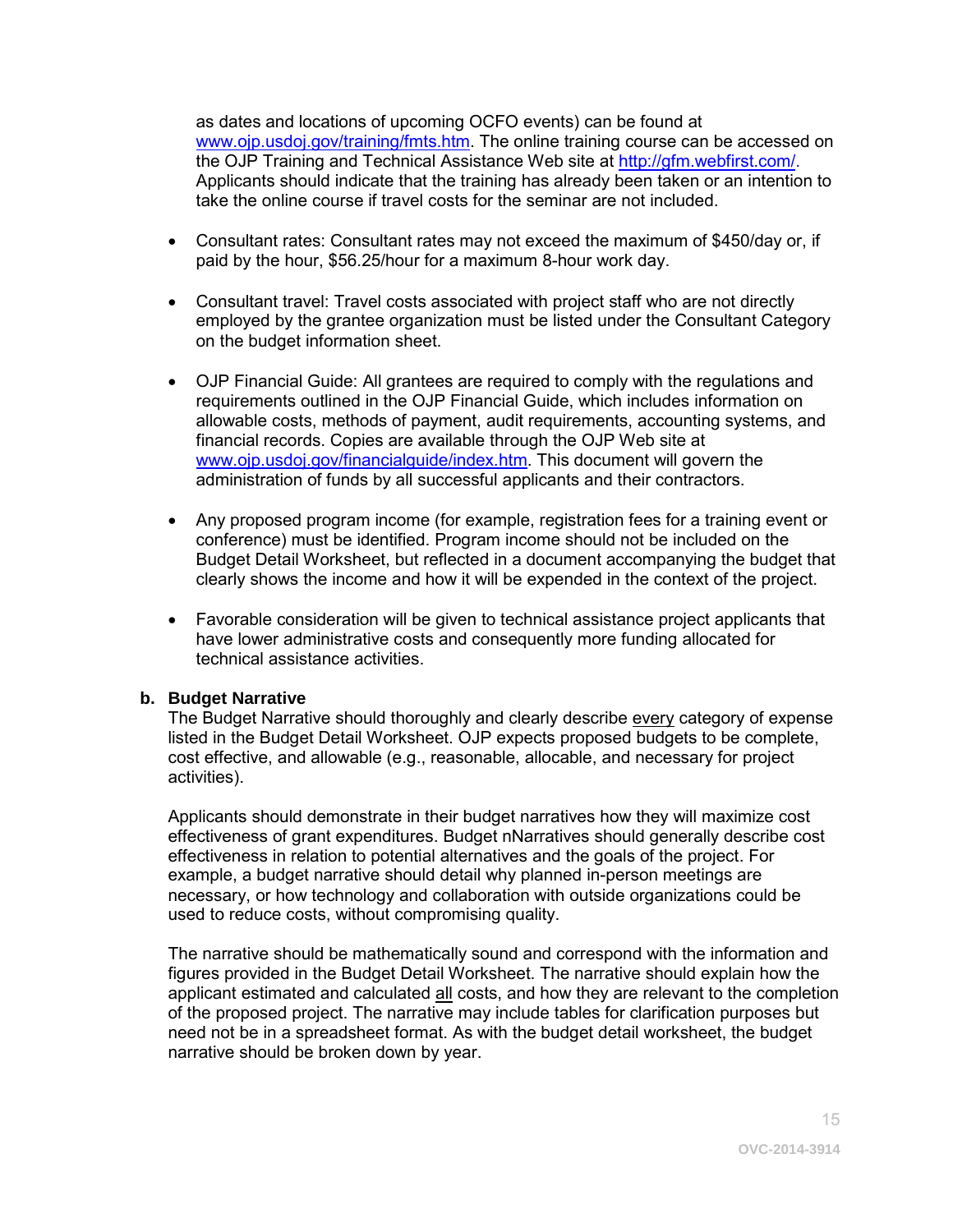as dates and locations of upcoming OCFO events) can be found at www.ojp.usdoj.gov/training/fmts.htm. The online training course can be accessed on the OJP Training and Technical Assistance Web site at http://gfm.webfirst.com/. Applicants should indicate that the training has already been taken or an intention to take the online course if travel costs for the seminar are not included.

- Consultant rates: Consultant rates may not exceed the maximum of $450/day or, if paid by the hour, $56.25/hour for a maximum 8-hour work day.

- Consultant travel: Travel costs associated with project staff who are not directly employed by the grantee organization must be listed under the Consultant Category on the budget information sheet.

- OJP Financial Guide: All grantees are required to comply with the regulations and requirements outlined in the OJP Financial Guide, which includes information on allowable costs, methods of payment, audit requirements, accounting systems, and financial records. Copies are available through the OJP Web site at www.ojp.usdoj.gov/financialguide/index.htm. This document will govern the administration of funds by all successful applicants and their contractors.

- Any proposed program income (for example, registration fees for a training event or conference) must be identified. Program income should not be included on the Budget Detail Worksheet, but reflected in a document accompanying the budget that clearly shows the income and how it will be expended in the context of the project.

- Favorable consideration will be given to technical assistance project applicants that have lower administrative costs and consequently more funding allocated for technical assistance activities.

**b. Budget Narrative**

The Budget Narrative should thoroughly and clearly describe every category of expense listed in the Budget Detail Worksheet. OJP expects proposed budgets to be complete, cost effective, and allowable (e.g., reasonable, allocable, and necessary for project activities).

Applicants should demonstrate in their budget narratives how they will maximize cost effectiveness of grant expenditures. Budget nNarratives should generally describe cost effectiveness in relation to potential alternatives and the goals of the project. For example, a budget narrative should detail why planned in-person meetings are necessary, or how technology and collaboration with outside organizations could be used to reduce costs, without compromising quality.

The narrative should be mathematically sound and correspond with the information and figures provided in the Budget Detail Worksheet. The narrative should explain how the applicant estimated and calculated all costs, and how they are relevant to the completion of the proposed project. The narrative may include tables for clarification purposes but need not be in a spreadsheet format. As with the budget detail worksheet, the budget narrative should be broken down by year.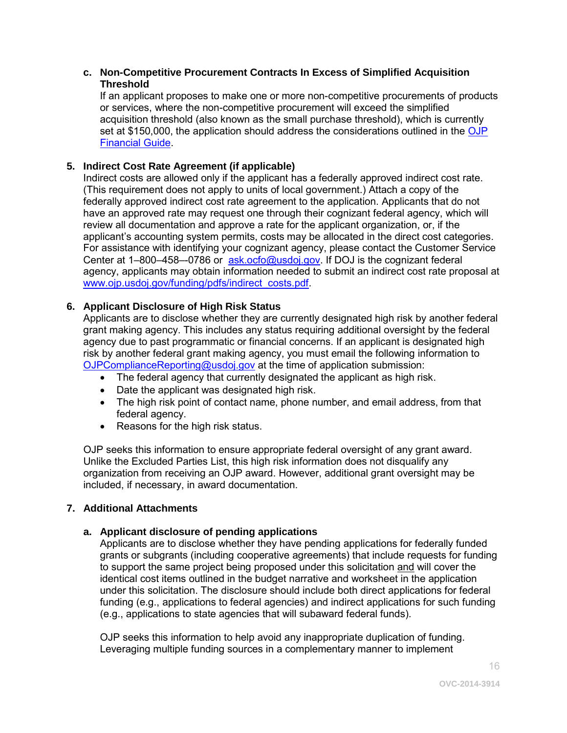**c. Non-Competitive Procurement Contracts In Excess of Simplified Acquisition Threshold**

If an applicant proposes to make one or more non-competitive procurements of products or services, where the non-competitive procurement will exceed the simplified acquisition threshold (also known as the small purchase threshold), which is currently set at $150,000, the application should address the considerations outlined in the OJP Financial Guide.

**5. Indirect Cost Rate Agreement (if applicable)**

Indirect costs are allowed only if the applicant has a federally approved indirect cost rate. (This requirement does not apply to units of local government.) Attach a copy of the federally approved indirect cost rate agreement to the application. Applicants that do not have an approved rate may request one through their cognizant federal agency, which will review all documentation and approve a rate for the applicant organization, or, if the applicant's accounting system permits, costs may be allocated in the direct cost categories. For assistance with identifying your cognizant agency, please contact the Customer Service Center at 1–800–458–-0786 or ask.ocfo@usdoj.gov. If DOJ is the cognizant federal agency, applicants may obtain information needed to submit an indirect cost rate proposal at www.ojp.usdoj.gov/funding/pdfs/indirect_costs.pdf.

**6. Applicant Disclosure of High Risk Status**

Applicants are to disclose whether they are currently designated high risk by another federal grant making agency. This includes any status requiring additional oversight by the federal agency due to past programmatic or financial concerns. If an applicant is designated high risk by another federal grant making agency, you must email the following information to OJPComplianceReporting@usdoj.gov at the time of application submission:

- The federal agency that currently designated the applicant as high risk.
- Date the applicant was designated high risk.
- The high risk point of contact name, phone number, and email address, from that federal agency.
- Reasons for the high risk status.

OJP seeks this information to ensure appropriate federal oversight of any grant award. Unlike the Excluded Parties List, this high risk information does not disqualify any organization from receiving an OJP award. However, additional grant oversight may be included, if necessary, in award documentation.

**7. Additional Attachments**

**a. Applicant disclosure of pending applications**

Applicants are to disclose whether they have pending applications for federally funded grants or subgrants (including cooperative agreements) that include requests for funding to support the same project being proposed under this solicitation and will cover the identical cost items outlined in the budget narrative and worksheet in the application under this solicitation. The disclosure should include both direct applications for federal funding (e.g., applications to federal agencies) and indirect applications for such funding (e.g., applications to state agencies that will subaward federal funds).

OJP seeks this information to help avoid any inappropriate duplication of funding. Leveraging multiple funding sources in a complementary manner to implement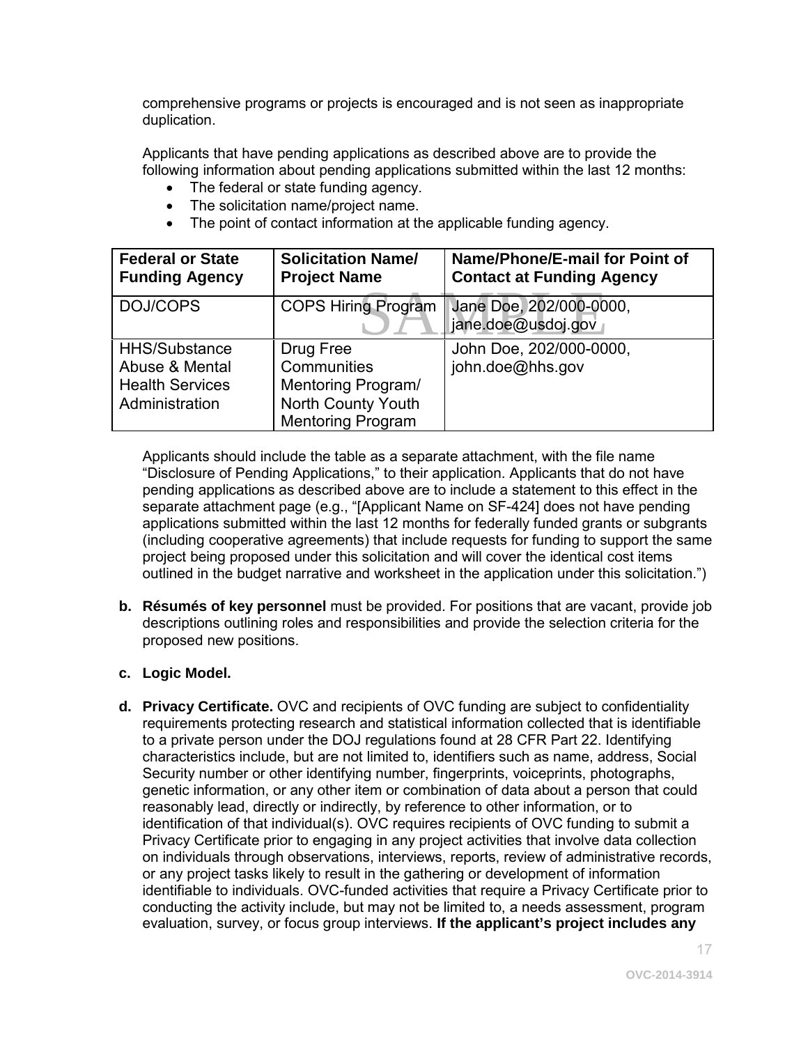comprehensive programs or projects is encouraged and is not seen as inappropriate duplication.

Applicants that have pending applications as described above are to provide the following information about pending applications submitted within the last 12 months:

- The federal or state funding agency.
- The solicitation name/project name.
- The point of contact information at the applicable funding agency.

| Federal or State Funding Agency | Solicitation Name/ Project Name | Name/Phone/E-mail for Point of Contact at Funding Agency |
|---|---|---|
| DOJ/COPS | COPS Hiring Program | Jane Doe, 202/000-0000, jane.doe@usdoj.gov |
| HHS/Substance Abuse & Mental Health Services Administration | Drug Free Communities Mentoring Program/ North County Youth Mentoring Program | John Doe, 202/000-0000, john.doe@hhs.gov |

Applicants should include the table as a separate attachment, with the file name "Disclosure of Pending Applications," to their application. Applicants that do not have pending applications as described above are to include a statement to this effect in the separate attachment page (e.g., "[Applicant Name on SF-424] does not have pending applications submitted within the last 12 months for federally funded grants or subgrants (including cooperative agreements) that include requests for funding to support the same project being proposed under this solicitation and will cover the identical cost items outlined in the budget narrative and worksheet in the application under this solicitation.")

**b. Résumés of key personnel** must be provided. For positions that are vacant, provide job descriptions outlining roles and responsibilities and provide the selection criteria for the proposed new positions.

**c. Logic Model.**

**d. Privacy Certificate.** OVC and recipients of OVC funding are subject to confidentiality requirements protecting research and statistical information collected that is identifiable to a private person under the DOJ regulations found at 28 CFR Part 22. Identifying characteristics include, but are not limited to, identifiers such as name, address, Social Security number or other identifying number, fingerprints, voiceprints, photographs, genetic information, or any other item or combination of data about a person that could reasonably lead, directly or indirectly, by reference to other information, or to identification of that individual(s). OVC requires recipients of OVC funding to submit a Privacy Certificate prior to engaging in any project activities that involve data collection on individuals through observations, interviews, reports, review of administrative records, or any project tasks likely to result in the gathering or development of information identifiable to individuals. OVC-funded activities that require a Privacy Certificate prior to conducting the activity include, but may not be limited to, a needs assessment, program evaluation, survey, or focus group interviews. **If the applicant's project includes any**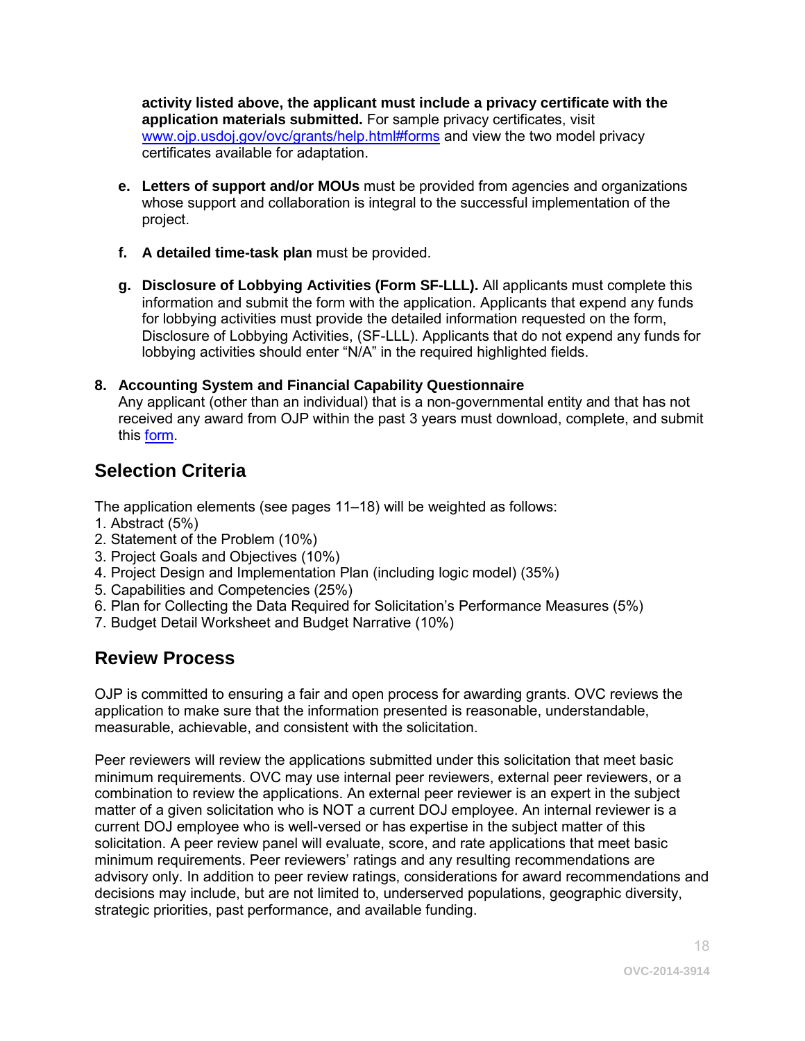**activity listed above, the applicant must include a privacy certificate with the application materials submitted.** For sample privacy certificates, visit [www.ojp.usdoj.gov/ovc/grants/help.html#forms](www.ojp.usdoj.gov/ovc/grants/help.html#forms) and view the two model privacy certificates available for adaptation.

e. **Letters of support and/or MOUs** must be provided from agencies and organizations whose support and collaboration is integral to the successful implementation of the project.

f. **A detailed time-task plan** must be provided.

g. **Disclosure of Lobbying Activities (Form SF-LLL).** All applicants must complete this information and submit the form with the application. Applicants that expend any funds for lobbying activities must provide the detailed information requested on the form, Disclosure of Lobbying Activities, (SF-LLL). Applicants that do not expend any funds for lobbying activities should enter "N/A" in the required highlighted fields.

8. **Accounting System and Financial Capability Questionnaire**
Any applicant (other than an individual) that is a non-governmental entity and that has not received any award from OJP within the past 3 years must download, complete, and submit this form.

## Selection Criteria

The application elements (see pages 11–18) will be weighted as follows:

1. Abstract (5%)
2. Statement of the Problem (10%)
3. Project Goals and Objectives (10%)
4. Project Design and Implementation Plan (including logic model) (35%)
5. Capabilities and Competencies (25%)
6. Plan for Collecting the Data Required for Solicitation's Performance Measures (5%)
7. Budget Detail Worksheet and Budget Narrative (10%)

## Review Process

OJP is committed to ensuring a fair and open process for awarding grants. OVC reviews the application to make sure that the information presented is reasonable, understandable, measurable, achievable, and consistent with the solicitation.

Peer reviewers will review the applications submitted under this solicitation that meet basic minimum requirements. OVC may use internal peer reviewers, external peer reviewers, or a combination to review the applications. An external peer reviewer is an expert in the subject matter of a given solicitation who is NOT a current DOJ employee. An internal reviewer is a current DOJ employee who is well-versed or has expertise in the subject matter of this solicitation. A peer review panel will evaluate, score, and rate applications that meet basic minimum requirements. Peer reviewers' ratings and any resulting recommendations are advisory only. In addition to peer review ratings, considerations for award recommendations and decisions may include, but are not limited to, underserved populations, geographic diversity, strategic priorities, past performance, and available funding.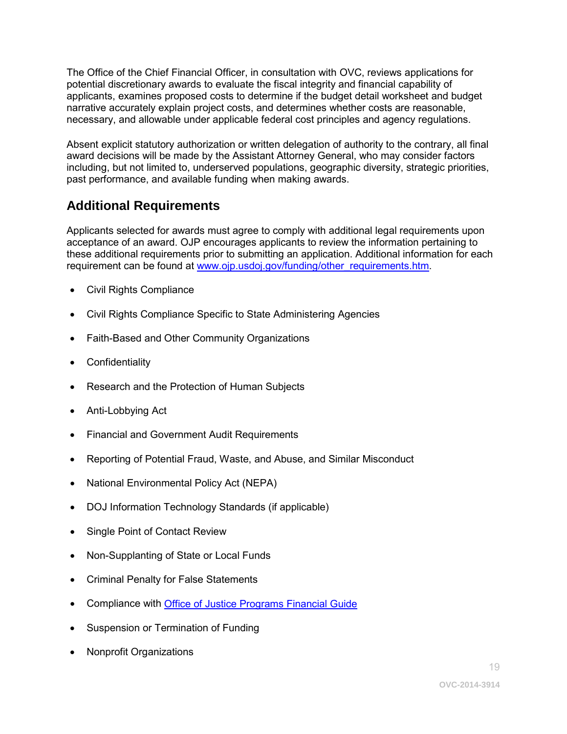The Office of the Chief Financial Officer, in consultation with OVC, reviews applications for potential discretionary awards to evaluate the fiscal integrity and financial capability of applicants, examines proposed costs to determine if the budget detail worksheet and budget narrative accurately explain project costs, and determines whether costs are reasonable, necessary, and allowable under applicable federal cost principles and agency regulations.

Absent explicit statutory authorization or written delegation of authority to the contrary, all final award decisions will be made by the Assistant Attorney General, who may consider factors including, but not limited to, underserved populations, geographic diversity, strategic priorities, past performance, and available funding when making awards.

## Additional Requirements

Applicants selected for awards must agree to comply with additional legal requirements upon acceptance of an award. OJP encourages applicants to review the information pertaining to these additional requirements prior to submitting an application. Additional information for each requirement can be found at [www.ojp.usdoj.gov/funding/other_requirements.htm](www.ojp.usdoj.gov/funding/other_requirements.htm).

- Civil Rights Compliance
- Civil Rights Compliance Specific to State Administering Agencies
- Faith-Based and Other Community Organizations
- Confidentiality
- Research and the Protection of Human Subjects
- Anti-Lobbying Act
- Financial and Government Audit Requirements
- Reporting of Potential Fraud, Waste, and Abuse, and Similar Misconduct
- National Environmental Policy Act (NEPA)
- DOJ Information Technology Standards (if applicable)
- Single Point of Contact Review
- Non-Supplanting of State or Local Funds
- Criminal Penalty for False Statements
- Compliance with Office of Justice Programs Financial Guide
- Suspension or Termination of Funding
- Nonprofit Organizations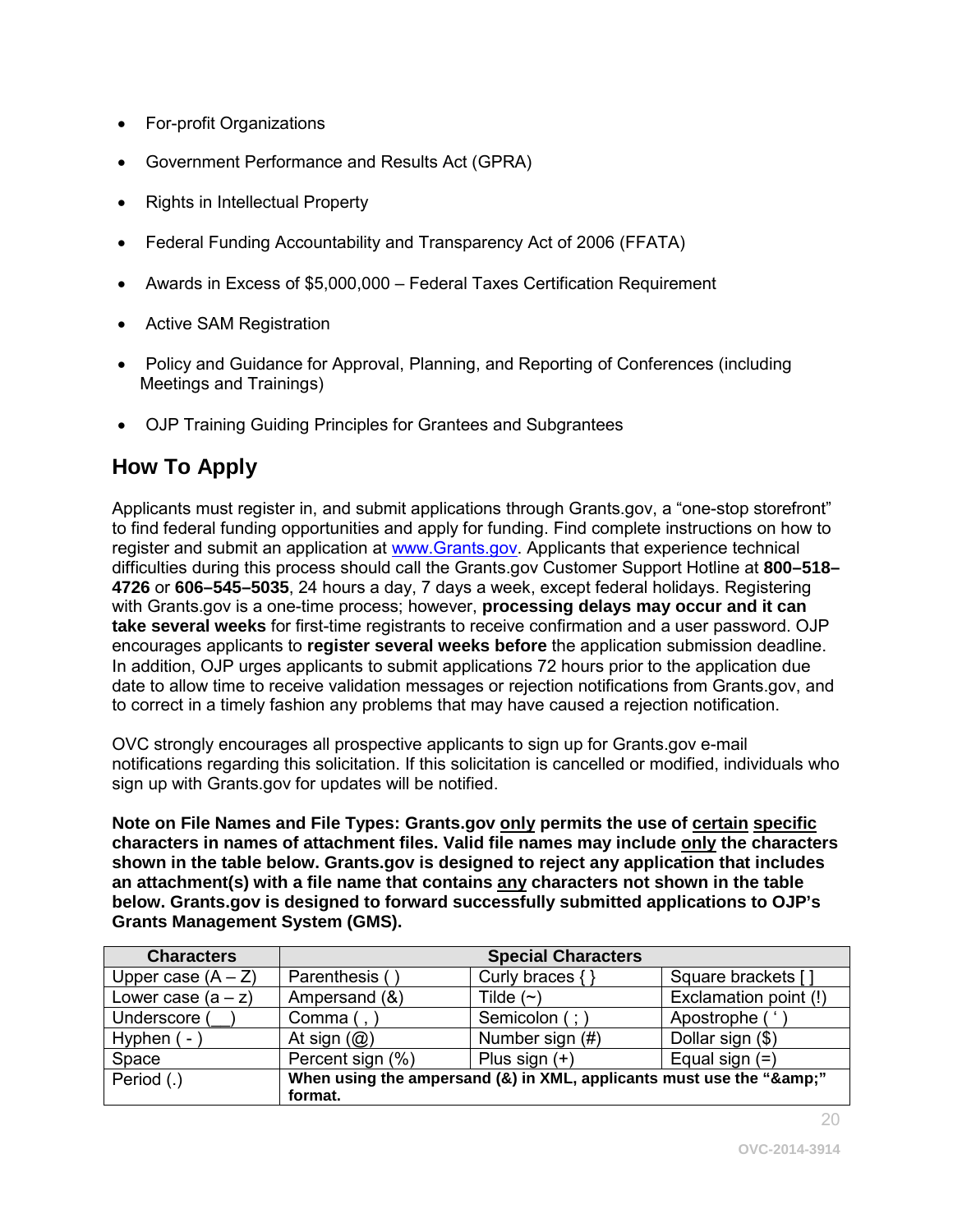- For-profit Organizations
- Government Performance and Results Act (GPRA)
- Rights in Intellectual Property
- Federal Funding Accountability and Transparency Act of 2006 (FFATA)
- Awards in Excess of $5,000,000 – Federal Taxes Certification Requirement
- Active SAM Registration
- Policy and Guidance for Approval, Planning, and Reporting of Conferences (including Meetings and Trainings)
- OJP Training Guiding Principles for Grantees and Subgrantees

## How To Apply

Applicants must register in, and submit applications through Grants.gov, a "one-stop storefront" to find federal funding opportunities and apply for funding. Find complete instructions on how to register and submit an application at www.Grants.gov. Applicants that experience technical difficulties during this process should call the Grants.gov Customer Support Hotline at **800–518–4726** or **606–545–5035**, 24 hours a day, 7 days a week, except federal holidays. Registering with Grants.gov is a one-time process; however, **processing delays may occur and it can take several weeks** for first-time registrants to receive confirmation and a user password. OJP encourages applicants to **register several weeks before** the application submission deadline. In addition, OJP urges applicants to submit applications 72 hours prior to the application due date to allow time to receive validation messages or rejection notifications from Grants.gov, and to correct in a timely fashion any problems that may have caused a rejection notification.

OVC strongly encourages all prospective applicants to sign up for Grants.gov e-mail notifications regarding this solicitation. If this solicitation is cancelled or modified, individuals who sign up with Grants.gov for updates will be notified.

**Note on File Names and File Types: Grants.gov only permits the use of certain specific characters in names of attachment files. Valid file names may include only the characters shown in the table below. Grants.gov is designed to reject any application that includes an attachment(s) with a file name that contains any characters not shown in the table below. Grants.gov is designed to forward successfully submitted applications to OJP's Grants Management System (GMS).**

| Characters | Special Characters | | |
|---|---|---|---|
| Upper case (A – Z) | Parenthesis ( ) | Curly braces { } | Square brackets [ ] |
| Lower case (a – z) | Ampersand (&) | Tilde (~) | Exclamation point (!) |
| Underscore (__) | Comma ( , ) | Semicolon ( ; ) | Apostrophe ( ' ) |
| Hyphen ( - ) | At sign (@) | Number sign (#) | Dollar sign ($) |
| Space | Percent sign (%) | Plus sign (+) | Equal sign (=) |
| Period (.) | **When using the ampersand (&) in XML, applicants must use the "&amp;" format.** | | |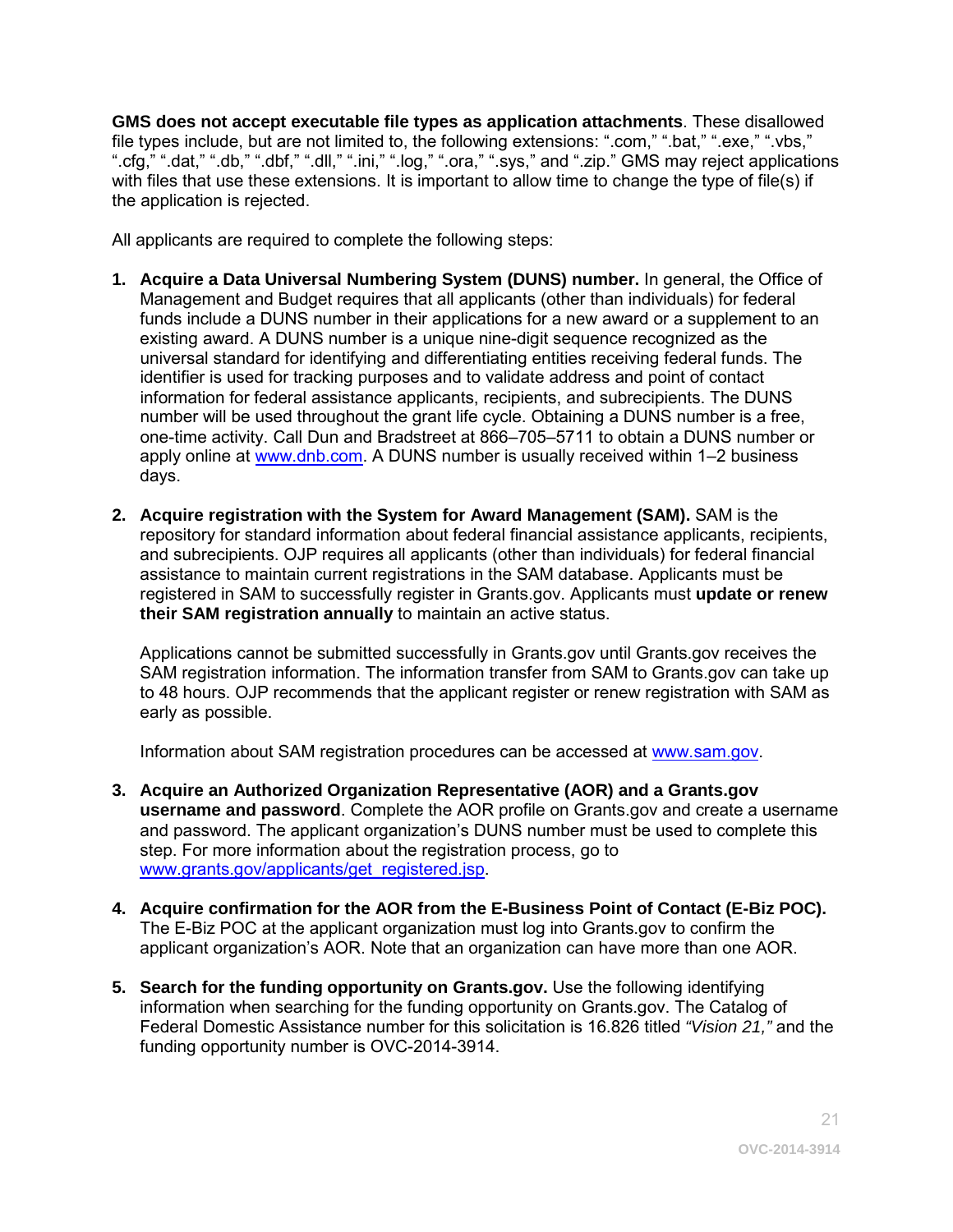**GMS does not accept executable file types as application attachments**. These disallowed file types include, but are not limited to, the following extensions: ".com," ".bat," ".exe," ".vbs," ".cfg," ".dat," ".db," ".dbf," ".dll," ".ini," ".log," ".ora," ".sys," and ".zip." GMS may reject applications with files that use these extensions. It is important to allow time to change the type of file(s) if the application is rejected.

All applicants are required to complete the following steps:

1. **Acquire a Data Universal Numbering System (DUNS) number.** In general, the Office of Management and Budget requires that all applicants (other than individuals) for federal funds include a DUNS number in their applications for a new award or a supplement to an existing award. A DUNS number is a unique nine-digit sequence recognized as the universal standard for identifying and differentiating entities receiving federal funds. The identifier is used for tracking purposes and to validate address and point of contact information for federal assistance applicants, recipients, and subrecipients. The DUNS number will be used throughout the grant life cycle. Obtaining a DUNS number is a free, one-time activity. Call Dun and Bradstreet at 866–705–5711 to obtain a DUNS number or apply online at [www.dnb.com](http://www.dnb.com). A DUNS number is usually received within 1–2 business days.

2. **Acquire registration with the System for Award Management (SAM).** SAM is the repository for standard information about federal financial assistance applicants, recipients, and subrecipients. OJP requires all applicants (other than individuals) for federal financial assistance to maintain current registrations in the SAM database. Applicants must be registered in SAM to successfully register in Grants.gov. Applicants must **update or renew their SAM registration annually** to maintain an active status.

   Applications cannot be submitted successfully in Grants.gov until Grants.gov receives the SAM registration information. The information transfer from SAM to Grants.gov can take up to 48 hours. OJP recommends that the applicant register or renew registration with SAM as early as possible.

   Information about SAM registration procedures can be accessed at [www.sam.gov](http://www.sam.gov).

3. **Acquire an Authorized Organization Representative (AOR) and a Grants.gov username and password**. Complete the AOR profile on Grants.gov and create a username and password. The applicant organization's DUNS number must be used to complete this step. For more information about the registration process, go to [www.grants.gov/applicants/get_registered.jsp](http://www.grants.gov/applicants/get_registered.jsp).

4. **Acquire confirmation for the AOR from the E-Business Point of Contact (E-Biz POC).** The E-Biz POC at the applicant organization must log into Grants.gov to confirm the applicant organization's AOR. Note that an organization can have more than one AOR.

5. **Search for the funding opportunity on Grants.gov.** Use the following identifying information when searching for the funding opportunity on Grants.gov. The Catalog of Federal Domestic Assistance number for this solicitation is 16.826 titled *"Vision 21,"* and the funding opportunity number is OVC-2014-3914.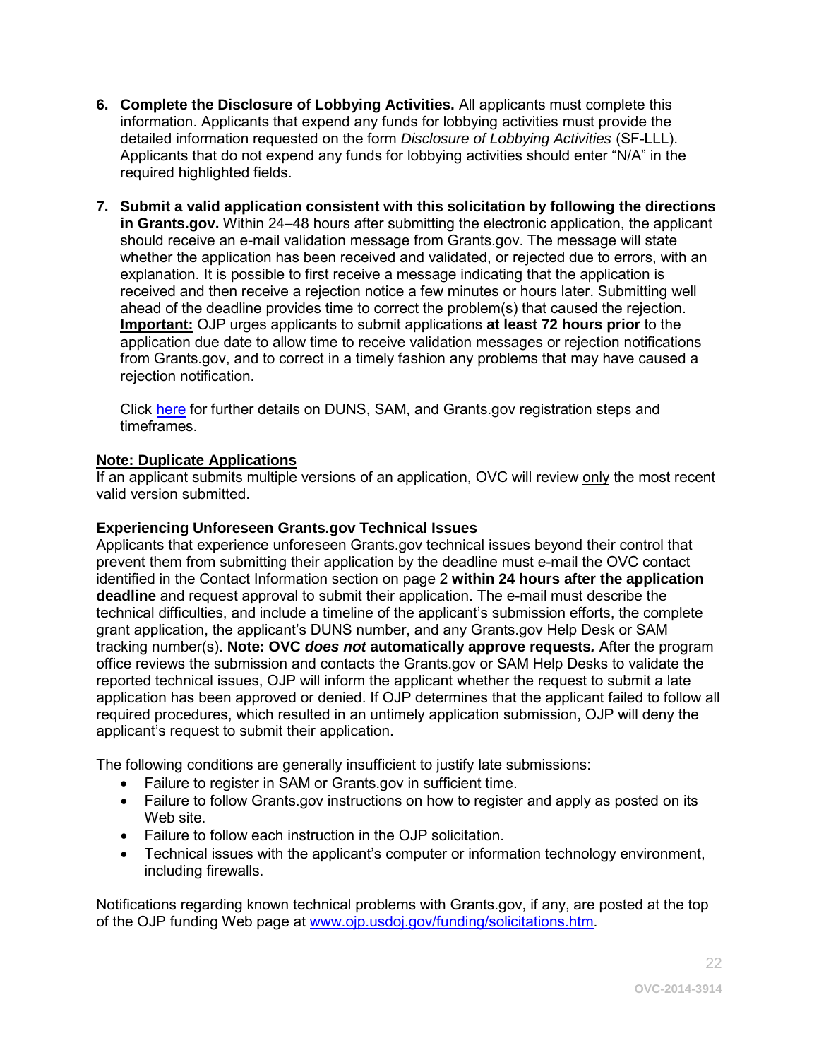6. **Complete the Disclosure of Lobbying Activities.** All applicants must complete this information. Applicants that expend any funds for lobbying activities must provide the detailed information requested on the form *Disclosure of Lobbying Activities* (SF-LLL). Applicants that do not expend any funds for lobbying activities should enter "N/A" in the required highlighted fields.

7. **Submit a valid application consistent with this solicitation by following the directions in Grants.gov.** Within 24–48 hours after submitting the electronic application, the applicant should receive an e-mail validation message from Grants.gov. The message will state whether the application has been received and validated, or rejected due to errors, with an explanation. It is possible to first receive a message indicating that the application is received and then receive a rejection notice a few minutes or hours later. Submitting well ahead of the deadline provides time to correct the problem(s) that caused the rejection. **Important:** OJP urges applicants to submit applications **at least 72 hours prior** to the application due date to allow time to receive validation messages or rejection notifications from Grants.gov, and to correct in a timely fashion any problems that may have caused a rejection notification.

   Click here for further details on DUNS, SAM, and Grants.gov registration steps and timeframes.

**Note: Duplicate Applications**
If an applicant submits multiple versions of an application, OVC will review only the most recent valid version submitted.

**Experiencing Unforeseen Grants.gov Technical Issues**
Applicants that experience unforeseen Grants.gov technical issues beyond their control that prevent them from submitting their application by the deadline must e-mail the OVC contact identified in the Contact Information section on page 2 **within 24 hours after the application deadline** and request approval to submit their application. The e-mail must describe the technical difficulties, and include a timeline of the applicant's submission efforts, the complete grant application, the applicant's DUNS number, and any Grants.gov Help Desk or SAM tracking number(s). **Note: OVC *does not* automatically approve requests.** After the program office reviews the submission and contacts the Grants.gov or SAM Help Desks to validate the reported technical issues, OJP will inform the applicant whether the request to submit a late application has been approved or denied. If OJP determines that the applicant failed to follow all required procedures, which resulted in an untimely application submission, OJP will deny the applicant's request to submit their application.

The following conditions are generally insufficient to justify late submissions:

- Failure to register in SAM or Grants.gov in sufficient time.
- Failure to follow Grants.gov instructions on how to register and apply as posted on its Web site.
- Failure to follow each instruction in the OJP solicitation.
- Technical issues with the applicant's computer or information technology environment, including firewalls.

Notifications regarding known technical problems with Grants.gov, if any, are posted at the top of the OJP funding Web page at www.ojp.usdoj.gov/funding/solicitations.htm.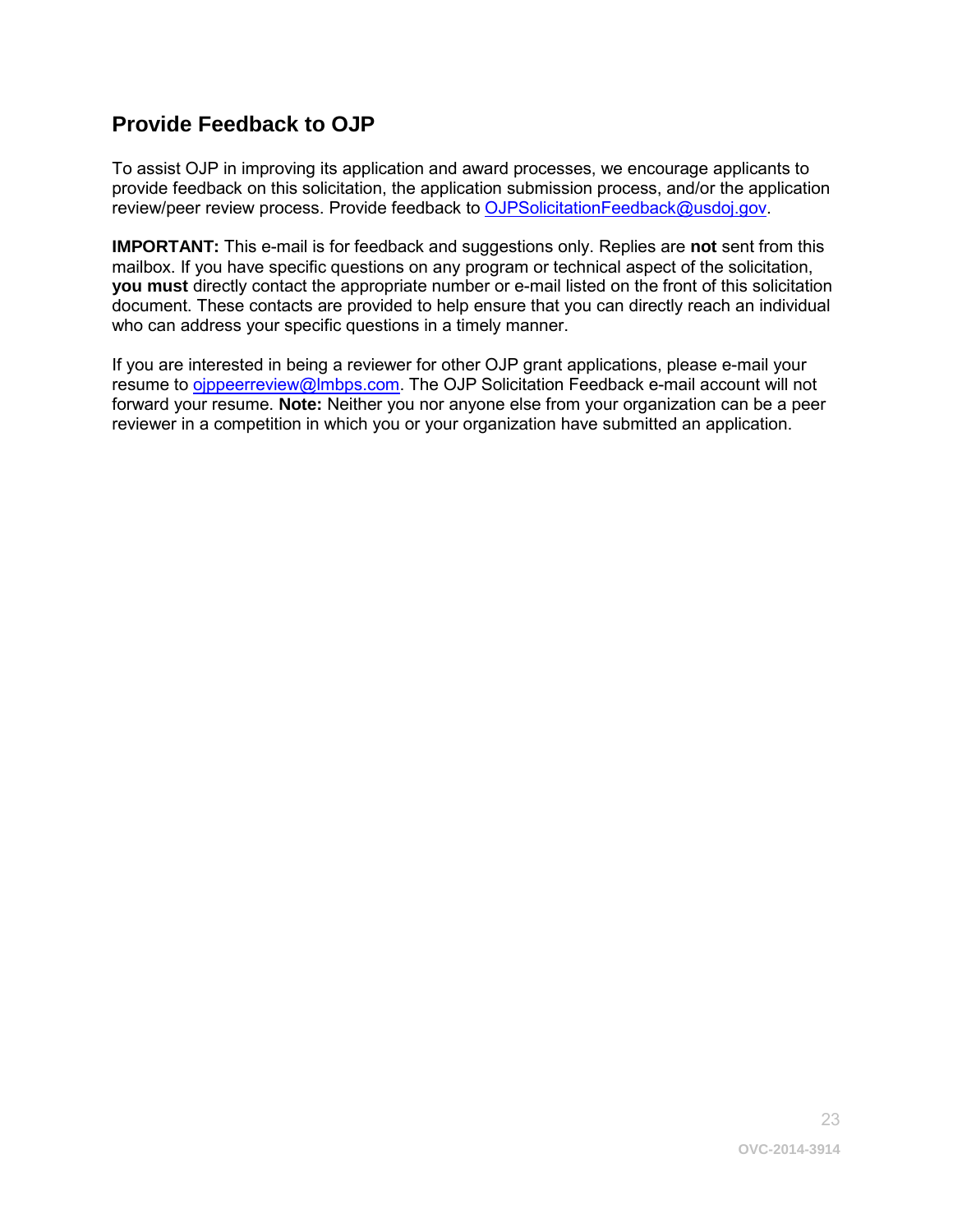## Provide Feedback to OJP

To assist OJP in improving its application and award processes, we encourage applicants to provide feedback on this solicitation, the application submission process, and/or the application review/peer review process. Provide feedback to OJPSolicitationFeedback@usdoj.gov.

**IMPORTANT:** This e-mail is for feedback and suggestions only. Replies are **not** sent from this mailbox. If you have specific questions on any program or technical aspect of the solicitation, **you must** directly contact the appropriate number or e-mail listed on the front of this solicitation document. These contacts are provided to help ensure that you can directly reach an individual who can address your specific questions in a timely manner.

If you are interested in being a reviewer for other OJP grant applications, please e-mail your resume to ojppeerreview@lmbps.com. The OJP Solicitation Feedback e-mail account will not forward your resume. **Note:** Neither you nor anyone else from your organization can be a peer reviewer in a competition in which you or your organization have submitted an application.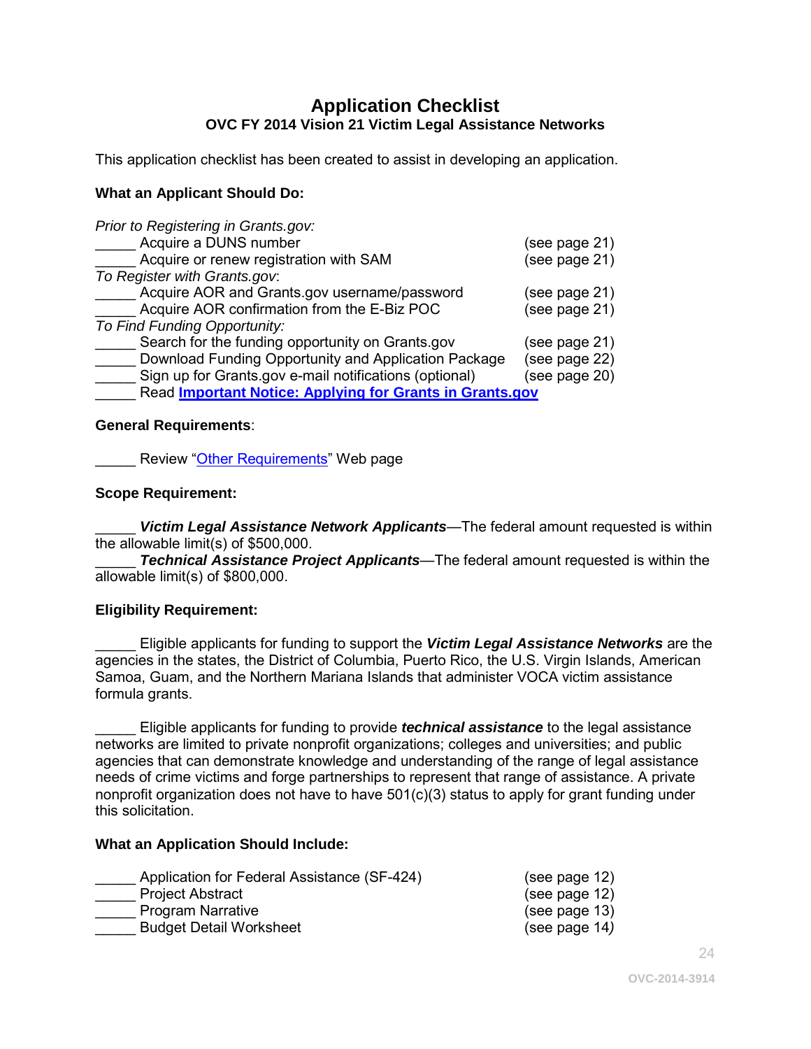# Application Checklist

## OVC FY 2014 Vision 21 Victim Legal Assistance Networks

This application checklist has been created to assist in developing an application.

**What an Applicant Should Do:**

*Prior to Registering in Grants.gov:*

_____ Acquire a DUNS number (see page 21)
_____ Acquire or renew registration with SAM (see page 21)

*To Register with Grants.gov*:

_____ Acquire AOR and Grants.gov username/password (see page 21)
_____ Acquire AOR confirmation from the E-Biz POC (see page 21)

*To Find Funding Opportunity:*

_____ Search for the funding opportunity on Grants.gov (see page 21)
_____ Download Funding Opportunity and Application Package (see page 22)
_____ Sign up for Grants.gov e-mail notifications (optional) (see page 20)
_____ Read **Important Notice: Applying for Grants in Grants.gov**

**General Requirements**:

_____ Review "Other Requirements" Web page

**Scope Requirement:**

_____ ***Victim Legal Assistance Network Applicants***—The federal amount requested is within the allowable limit(s) of $500,000.
_____ ***Technical Assistance Project Applicants***—The federal amount requested is within the allowable limit(s) of $800,000.

**Eligibility Requirement:**

_____ Eligible applicants for funding to support the ***Victim Legal Assistance Networks*** are the agencies in the states, the District of Columbia, Puerto Rico, the U.S. Virgin Islands, American Samoa, Guam, and the Northern Mariana Islands that administer VOCA victim assistance formula grants.

_____ Eligible applicants for funding to provide ***technical assistance*** to the legal assistance networks are limited to private nonprofit organizations; colleges and universities; and public agencies that can demonstrate knowledge and understanding of the range of legal assistance needs of crime victims and forge partnerships to represent that range of assistance. A private nonprofit organization does not have to have 501(c)(3) status to apply for grant funding under this solicitation.

**What an Application Should Include:**

_____ Application for Federal Assistance (SF-424) (see page 12)
_____ Project Abstract (see page 12)
_____ Program Narrative (see page 13)
_____ Budget Detail Worksheet (see page 14*)*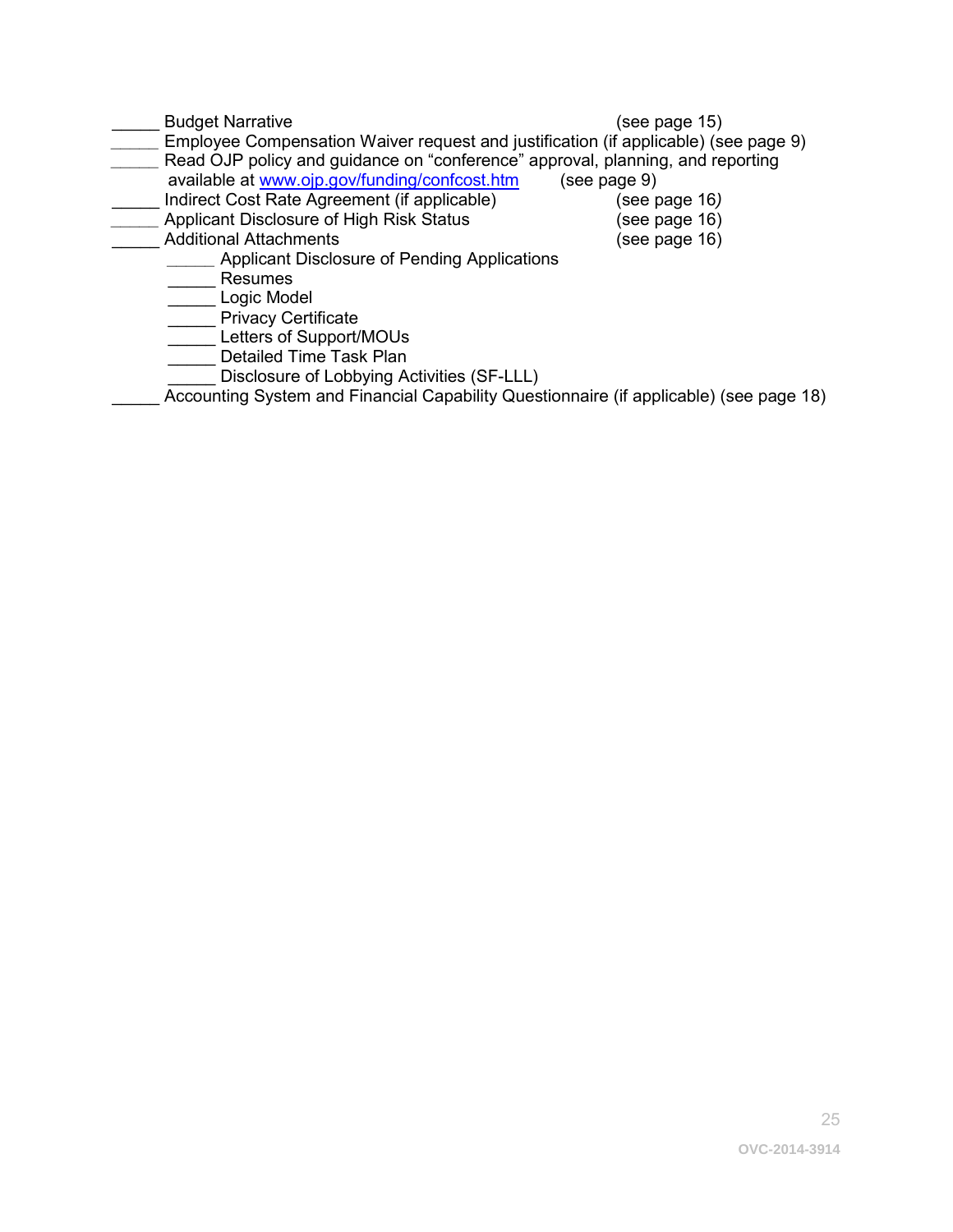_____ Budget Narrative (see page 15)
_____ Employee Compensation Waiver request and justification (if applicable) (see page 9)
_____ Read OJP policy and guidance on “conference” approval, planning, and reporting available at [www.ojp.gov/funding/confcost.htm](http://www.ojp.gov/funding/confcost.htm) (see page 9)
_____ Indirect Cost Rate Agreement (if applicable) (see page 16)
_____ Applicant Disclosure of High Risk Status (see page 16)
_____ Additional Attachments (see page 16)
    _____ Applicant Disclosure of Pending Applications
    _____ Resumes
    _____ Logic Model
    _____ Privacy Certificate
    _____ Letters of Support/MOUs
    _____ Detailed Time Task Plan
    _____ Disclosure of Lobbying Activities (SF-LLL)
_____ Accounting System and Financial Capability Questionnaire (if applicable) (see page 18)